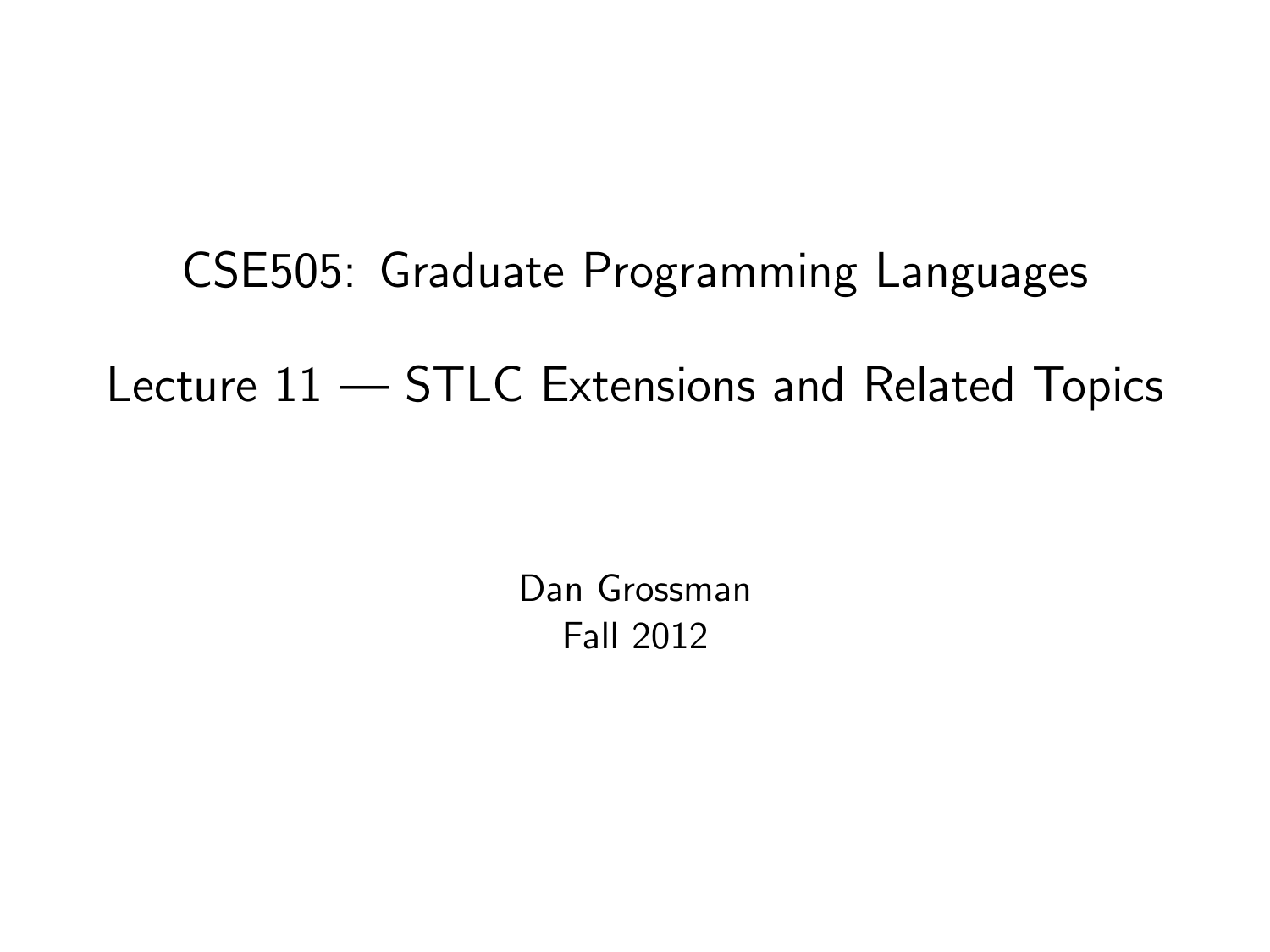# CSE505: Graduate Programming Languages

## Lecture 11 — STLC Extensions and Related Topics

Dan Grossman
Fall 2012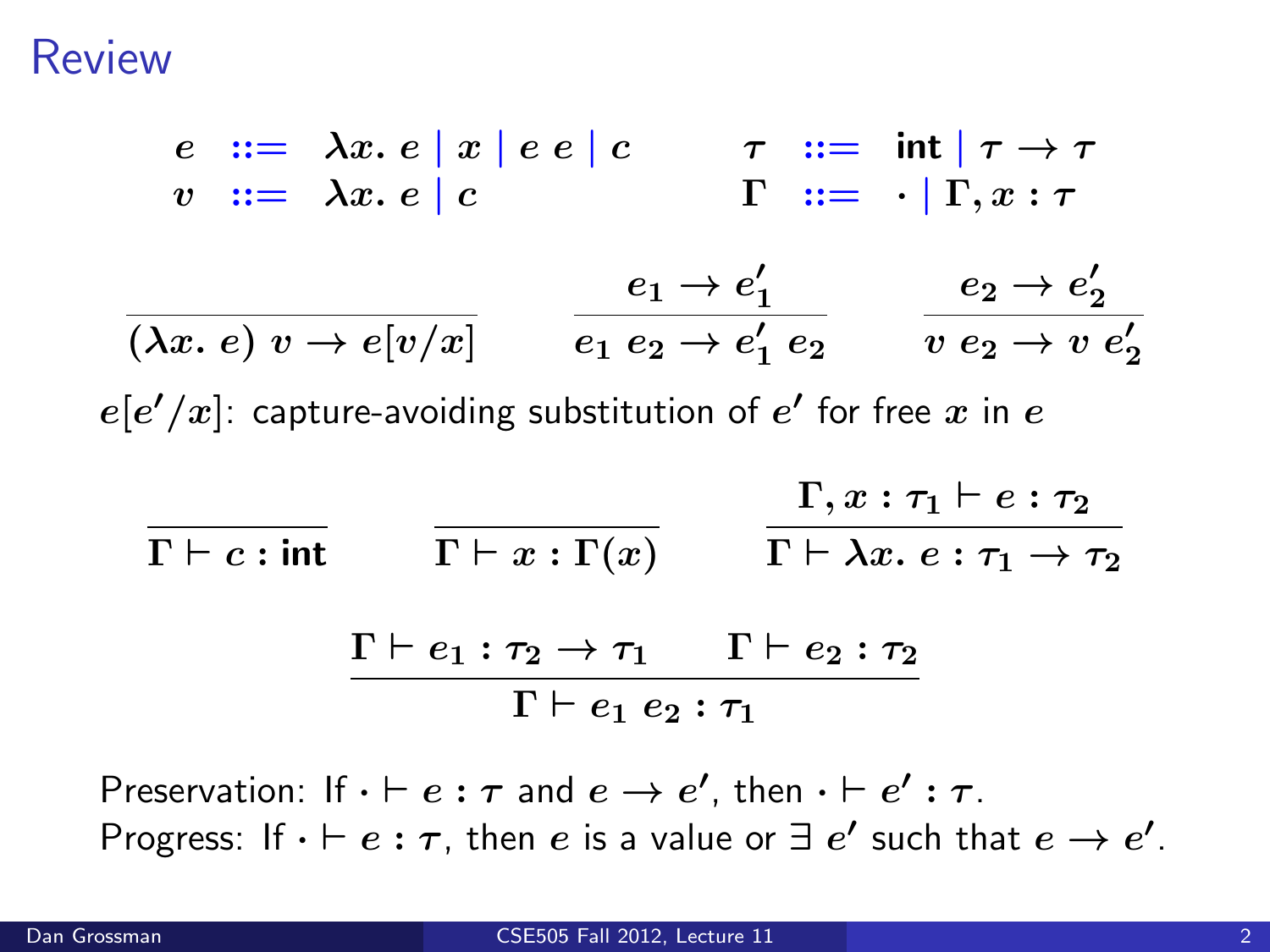# Review

$$
\begin{array}{rcl}
e & ::= & \lambda x.\ e \mid x \mid e\ e \mid c \\
v & ::= & \lambda x.\ e \mid c
\end{array}
\qquad
\begin{array}{rcl}
\tau & ::= & \mathsf{int} \mid \tau \to \tau \\
\Gamma & ::= & \cdot \mid \Gamma, x : \tau
\end{array}
$$

$$
\frac{}{(\lambda x.\ e)\ v \to e[v/x]}
\qquad
\frac{e_1 \to e_1'}{e_1\ e_2 \to e_1'\ e_2}
\qquad
\frac{e_2 \to e_2'}{v\ e_2 \to v\ e_2'}
$$

$e[e'/x]$: capture-avoiding substitution of $e'$ for free $x$ in $e$

$$
\frac{}{\Gamma \vdash c : \mathsf{int}}
\qquad
\frac{}{\Gamma \vdash x : \Gamma(x)}
\qquad
\frac{\Gamma, x : \tau_1 \vdash e : \tau_2}{\Gamma \vdash \lambda x.\ e : \tau_1 \to \tau_2}
$$

$$
\frac{\Gamma \vdash e_1 : \tau_2 \to \tau_1 \qquad \Gamma \vdash e_2 : \tau_2}{\Gamma \vdash e_1\ e_2 : \tau_1}
$$

Preservation: If $\cdot \vdash e : \tau$ and $e \to e'$, then $\cdot \vdash e' : \tau$.
Progress: If $\cdot \vdash e : \tau$, then $e$ is a value or $\exists\ e'$ such that $e \to e'$.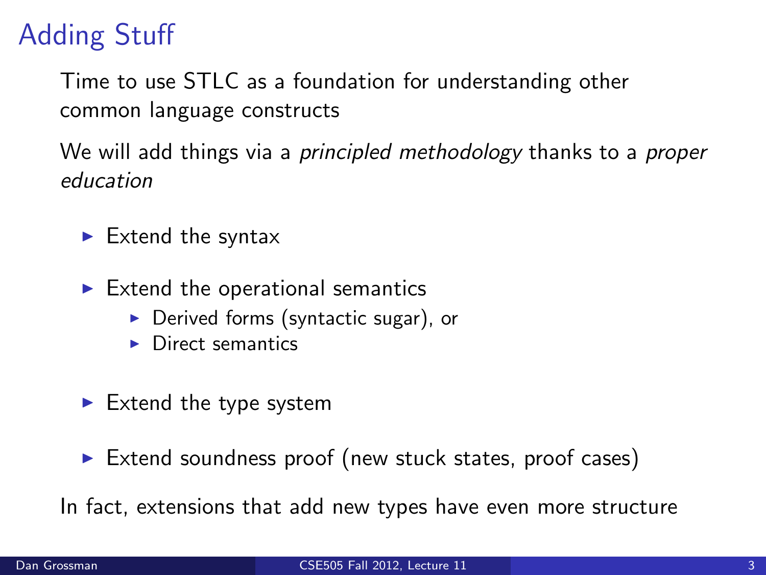# Adding Stuff

Time to use STLC as a foundation for understanding other common language constructs

We will add things via a *principled methodology* thanks to a *proper education*

- Extend the syntax
- Extend the operational semantics
  - Derived forms (syntactic sugar), or
  - Direct semantics
- Extend the type system
- Extend soundness proof (new stuck states, proof cases)

In fact, extensions that add new types have even more structure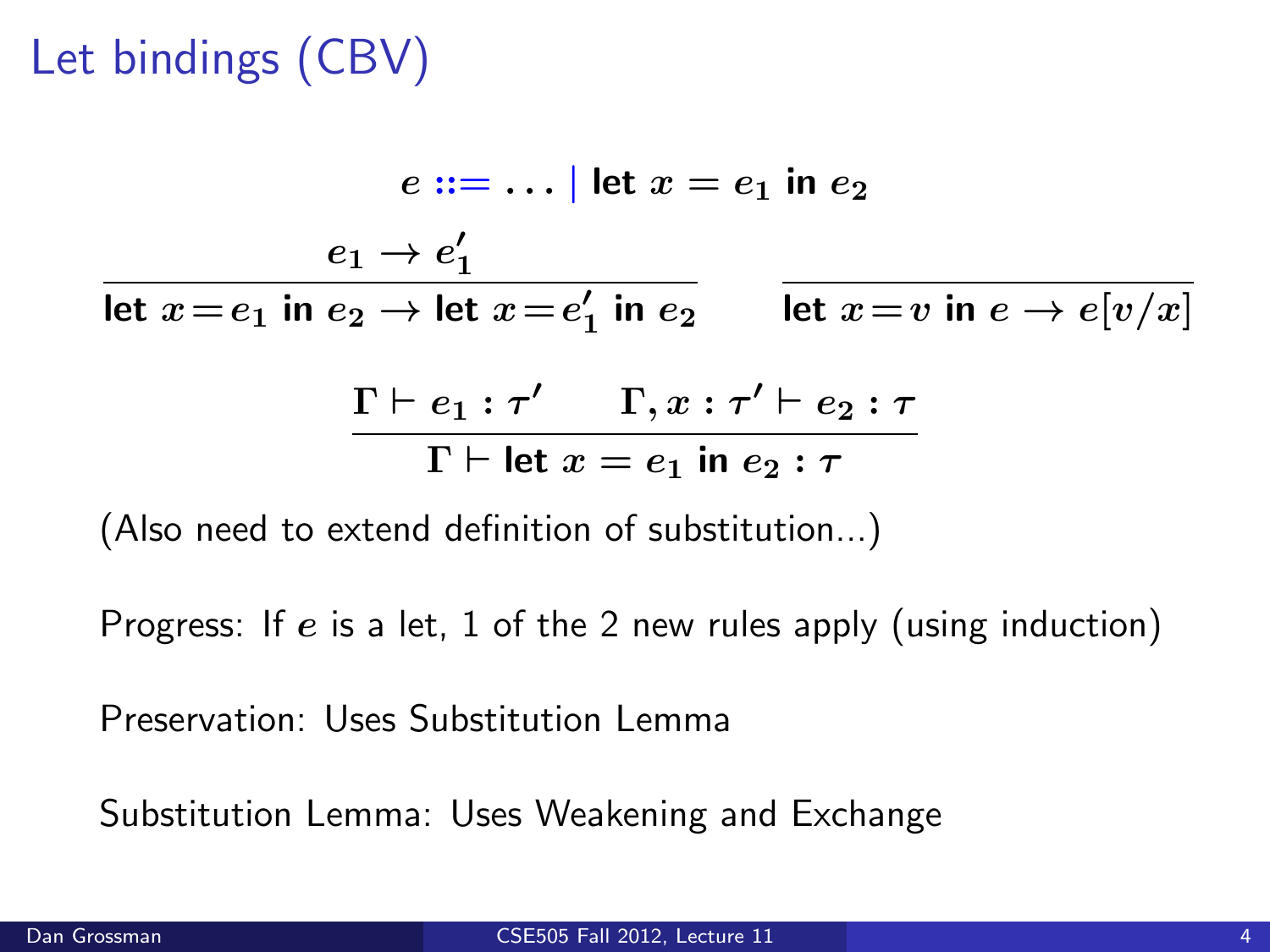# Let bindings (CBV)

$$e ::= \ldots \mid \textbf{let } x = e_1 \textbf{ in } e_2$$

$$\frac{e_1 \rightarrow e_1'}{\textbf{let } x = e_1 \textbf{ in } e_2 \rightarrow \textbf{let } x = e_1' \textbf{ in } e_2} \qquad \frac{}{\textbf{let } x = v \textbf{ in } e \rightarrow e[v/x]}$$

$$\frac{\Gamma \vdash e_1 : \tau' \qquad \Gamma, x : \tau' \vdash e_2 : \tau}{\Gamma \vdash \textbf{let } x = e_1 \textbf{ in } e_2 : \tau}$$

(Also need to extend definition of substitution...)

Progress: If $e$ is a let, 1 of the 2 new rules apply (using induction)

Preservation: Uses Substitution Lemma

Substitution Lemma: Uses Weakening and Exchange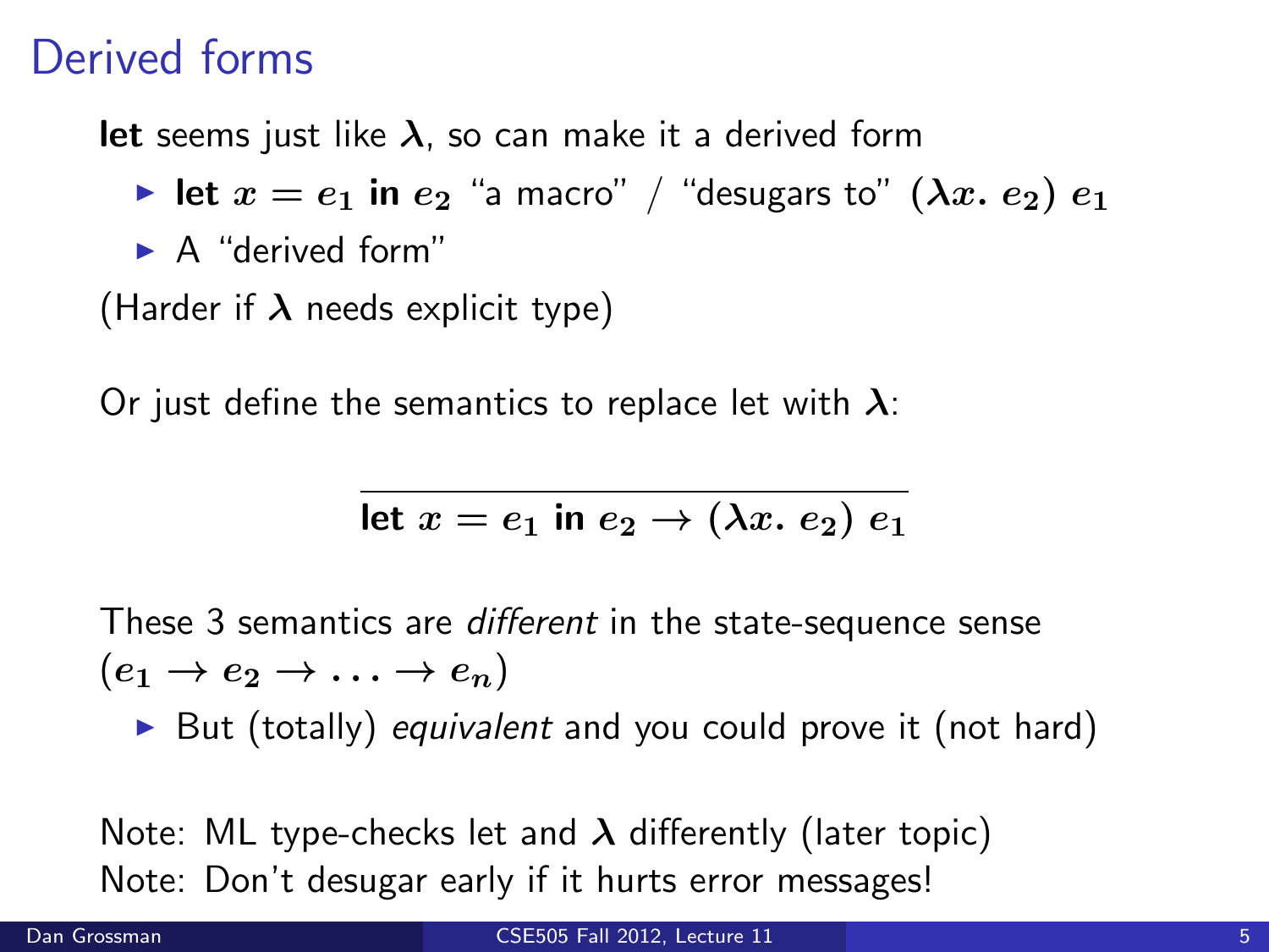# Derived forms

**let** seems just like $\lambda$, so can make it a derived form

- **let** $x = e_1$ **in** $e_2$ "a macro" / "desugars to" $(\lambda x.\ e_2)\ e_1$
- A "derived form"

(Harder if $\lambda$ needs explicit type)

Or just define the semantics to replace let with $\lambda$:

$$\overline{\textbf{let } x = e_1 \textbf{ in } e_2 \rightarrow (\lambda x.\ e_2)\ e_1}$$

These 3 semantics are *different* in the state-sequence sense ($e_1 \rightarrow e_2 \rightarrow \ldots \rightarrow e_n$)

- But (totally) *equivalent* and you could prove it (not hard)

Note: ML type-checks let and $\lambda$ differently (later topic)
Note: Don't desugar early if it hurts error messages!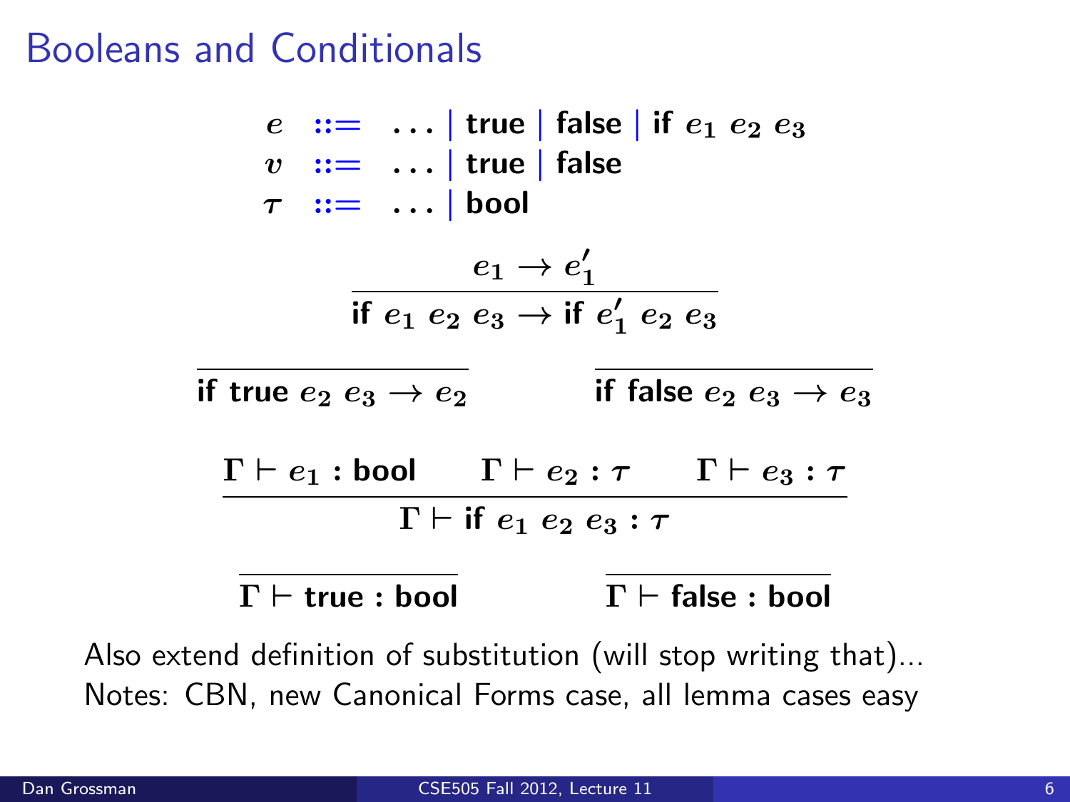# Booleans and Conditionals

$$
\begin{array}{rcl}
e & ::= & \ldots \mid \textbf{true} \mid \textbf{false} \mid \textbf{if } e_1 \ e_2 \ e_3 \\
v & ::= & \ldots \mid \textbf{true} \mid \textbf{false} \\
\tau & ::= & \ldots \mid \textbf{bool}
\end{array}
$$

$$
\frac{e_1 \to e_1'}{\textbf{if } e_1 \ e_2 \ e_3 \to \textbf{if } e_1' \ e_2 \ e_3}
$$

$$
\frac{}{\textbf{if true } e_2 \ e_3 \to e_2} \qquad \frac{}{\textbf{if false } e_2 \ e_3 \to e_3}
$$

$$
\frac{\Gamma \vdash e_1 : \textbf{bool} \qquad \Gamma \vdash e_2 : \tau \qquad \Gamma \vdash e_3 : \tau}{\Gamma \vdash \textbf{if } e_1 \ e_2 \ e_3 : \tau}
$$

$$
\frac{}{\Gamma \vdash \textbf{true} : \textbf{bool}} \qquad \frac{}{\Gamma \vdash \textbf{false} : \textbf{bool}}
$$

Also extend definition of substitution (will stop writing that)...
Notes: CBN, new Canonical Forms case, all lemma cases easy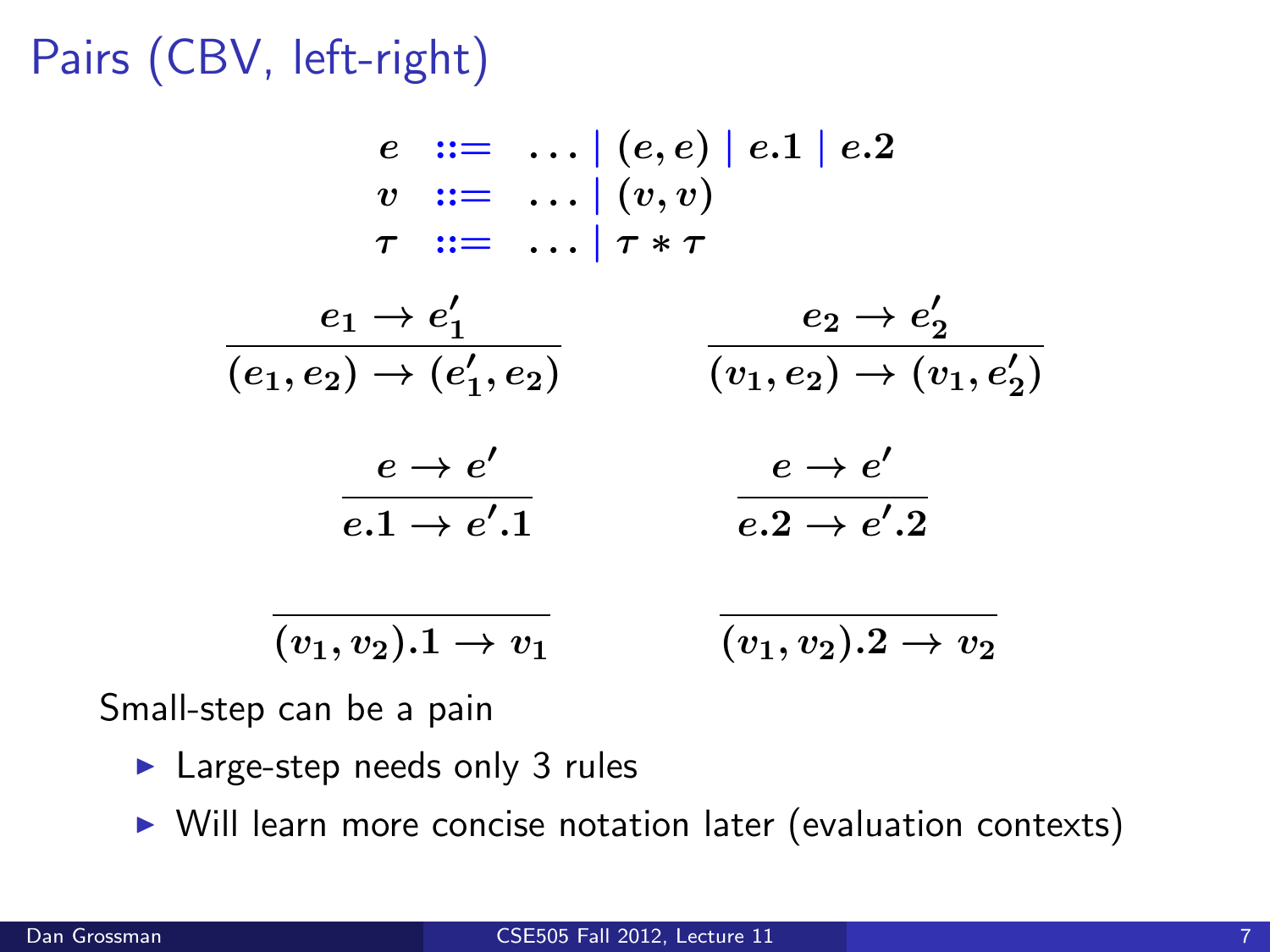# Pairs (CBV, left-right)

$$
\begin{array}{rcl}
e & ::= & \ldots \mid (e, e) \mid e.1 \mid e.2 \\
v & ::= & \ldots \mid (v, v) \\
\tau & ::= & \ldots \mid \tau * \tau
\end{array}
$$

$$
\frac{e_1 \rightarrow e_1'}{(e_1, e_2) \rightarrow (e_1', e_2)} \qquad \frac{e_2 \rightarrow e_2'}{(v_1, e_2) \rightarrow (v_1, e_2')}
$$

$$
\frac{e \rightarrow e'}{e.1 \rightarrow e'.1} \qquad \frac{e \rightarrow e'}{e.2 \rightarrow e'.2}
$$

$$
\frac{}{(v_1, v_2).1 \rightarrow v_1} \qquad \frac{}{(v_1, v_2).2 \rightarrow v_2}
$$

Small-step can be a pain

- Large-step needs only 3 rules
- Will learn more concise notation later (evaluation contexts)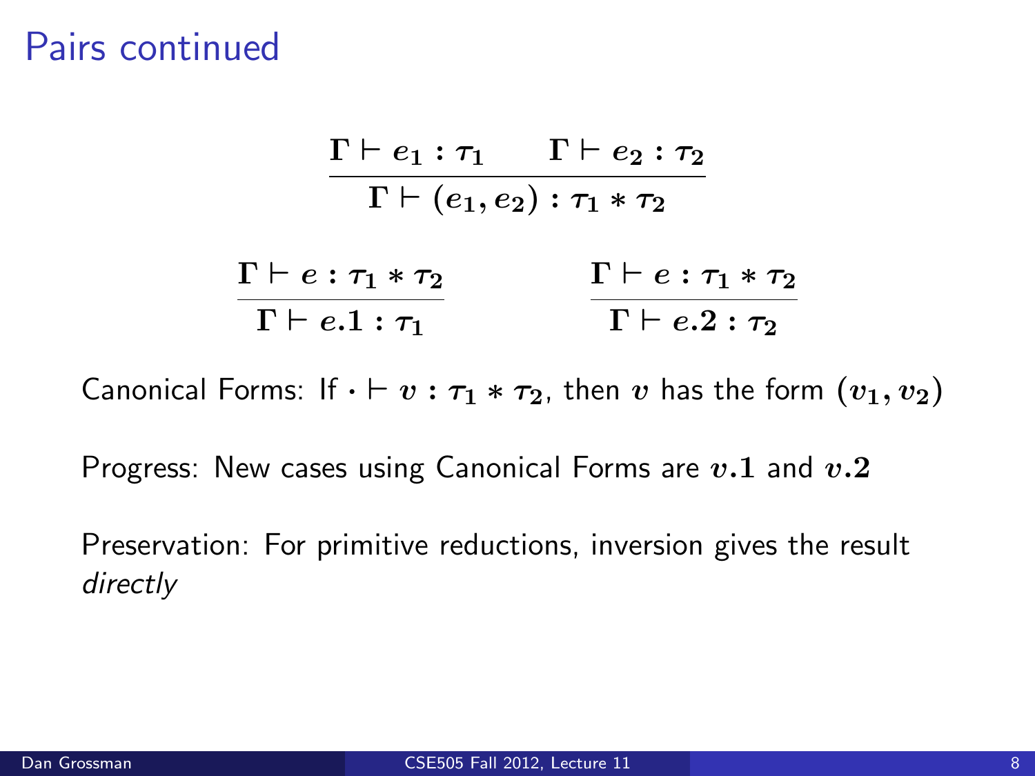# Pairs continued

$$\frac{\Gamma \vdash e_1 : \tau_1 \qquad \Gamma \vdash e_2 : \tau_2}{\Gamma \vdash (e_1, e_2) : \tau_1 * \tau_2}$$

$$\frac{\Gamma \vdash e : \tau_1 * \tau_2}{\Gamma \vdash e.1 : \tau_1} \qquad\qquad \frac{\Gamma \vdash e : \tau_1 * \tau_2}{\Gamma \vdash e.2 : \tau_2}$$

Canonical Forms: If $\cdot \vdash v : \tau_1 * \tau_2$, then $v$ has the form $(v_1, v_2)$

Progress: New cases using Canonical Forms are $v.1$ and $v.2$

Preservation: For primitive reductions, inversion gives the result *directly*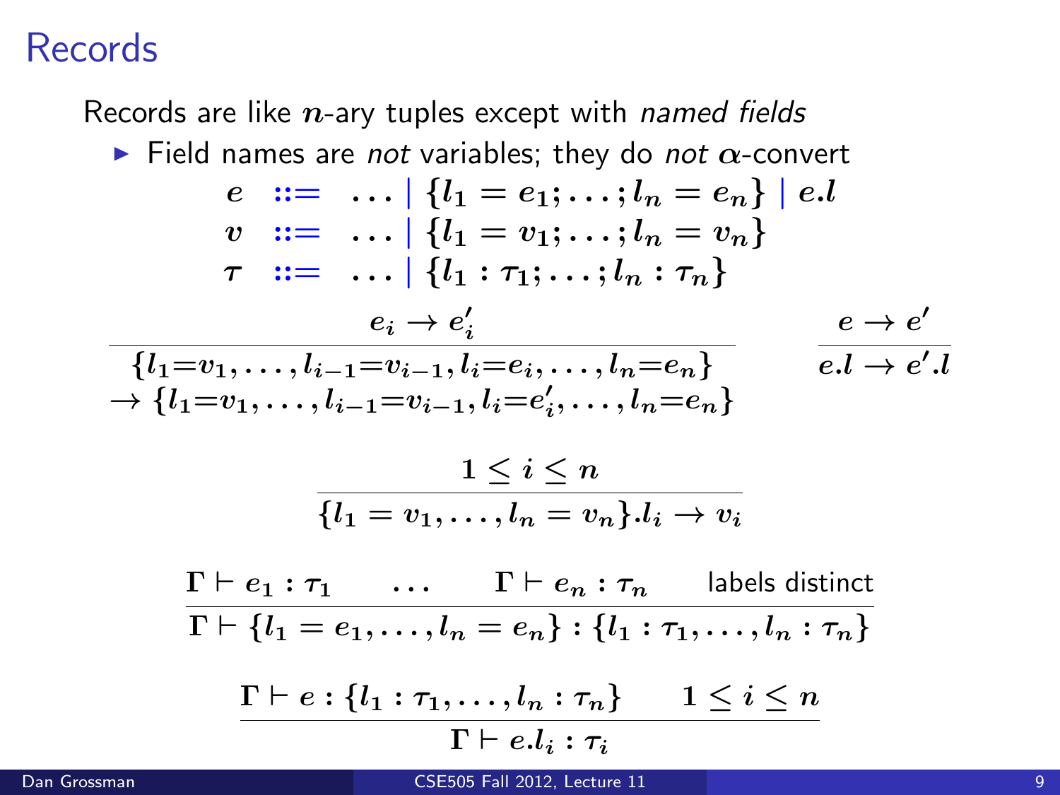# Records

Records are like $n$-ary tuples except with *named fields*

- Field names are *not* variables; they do *not* $\alpha$-convert

$$
\begin{array}{rcl}
e & ::= & \ldots \mid \{l_1 = e_1; \ldots; l_n = e_n\} \mid e.l \\
v & ::= & \ldots \mid \{l_1 = v_1; \ldots; l_n = v_n\} \\
\tau & ::= & \ldots \mid \{l_1 : \tau_1; \ldots; l_n : \tau_n\}
\end{array}
$$

$$
\frac{e_i \to e_i'}{\begin{array}{c}\{l_1{=}v_1, \ldots, l_{i-1}{=}v_{i-1}, l_i{=}e_i, \ldots, l_n{=}e_n\} \\ \to \{l_1{=}v_1, \ldots, l_{i-1}{=}v_{i-1}, l_i{=}e_i', \ldots, l_n{=}e_n\}\end{array}}
\qquad
\frac{e \to e'}{e.l \to e'.l}
$$

$$
\frac{1 \leq i \leq n}{\{l_1 = v_1, \ldots, l_n = v_n\}.l_i \to v_i}
$$

$$
\frac{\Gamma \vdash e_1 : \tau_1 \qquad \ldots \qquad \Gamma \vdash e_n : \tau_n \qquad \text{labels distinct}}{\Gamma \vdash \{l_1 = e_1, \ldots, l_n = e_n\} : \{l_1 : \tau_1, \ldots, l_n : \tau_n\}}
$$

$$
\frac{\Gamma \vdash e : \{l_1 : \tau_1, \ldots, l_n : \tau_n\} \qquad 1 \leq i \leq n}{\Gamma \vdash e.l_i : \tau_i}
$$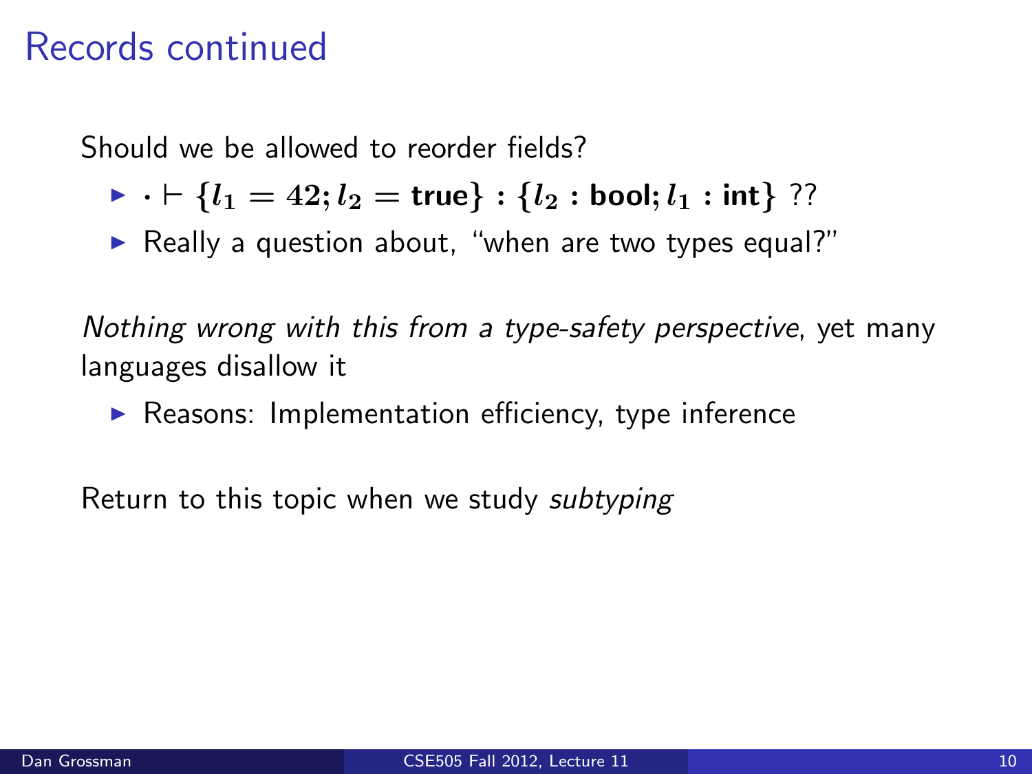# Records continued

Should we be allowed to reorder fields?

- $\cdot \vdash \{l_1 = 42; l_2 = \textbf{true}\} : \{l_2 : \textbf{bool}; l_1 : \textbf{int}\}$ ??
- Really a question about, "when are two types equal?"

*Nothing wrong with this from a type-safety perspective*, yet many languages disallow it

- Reasons: Implementation efficiency, type inference

Return to this topic when we study *subtyping*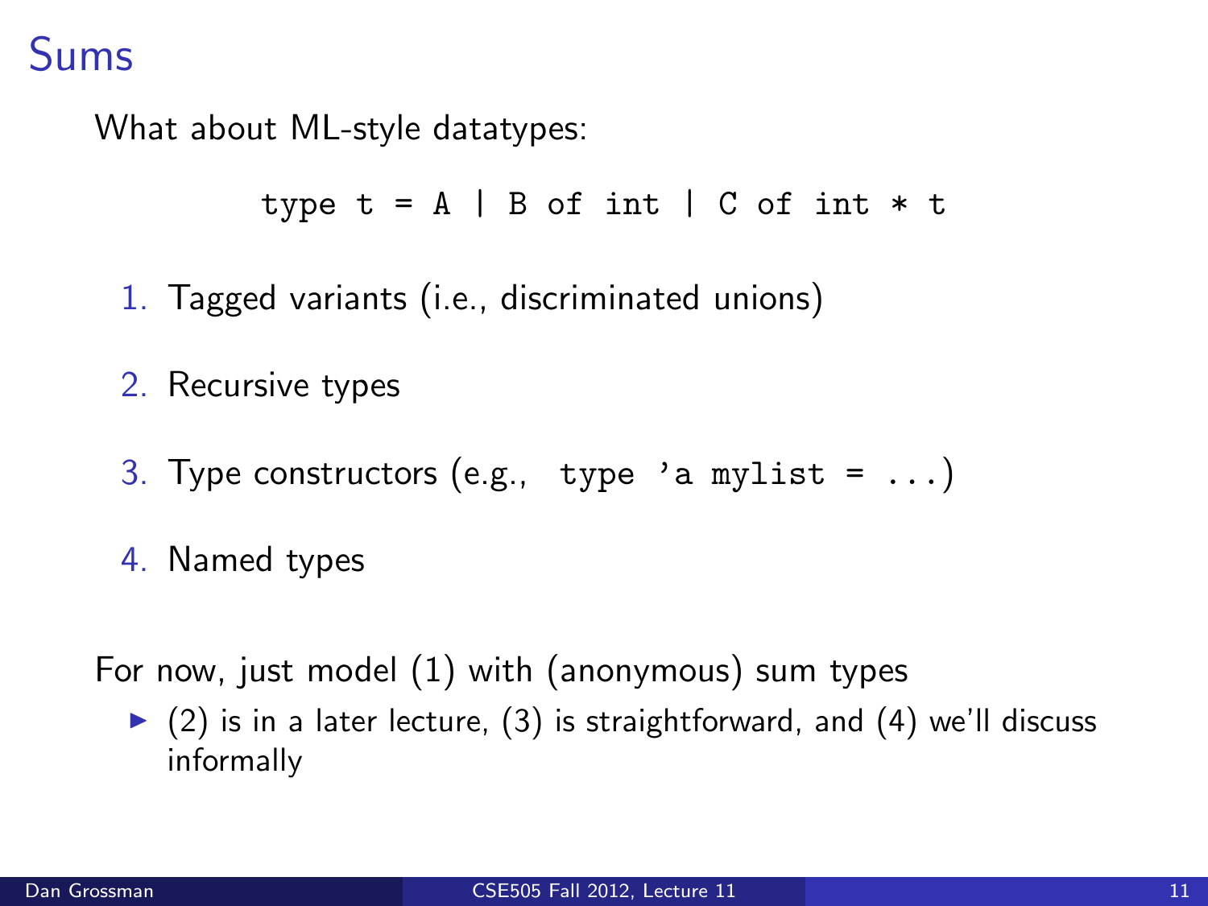# Sums

What about ML-style datatypes:

```
type t = A | B of int | C of int * t
```

1. Tagged variants (i.e., discriminated unions)
2. Recursive types
3. Type constructors (e.g., `type 'a mylist = ...`)
4. Named types

For now, just model (1) with (anonymous) sum types

- (2) is in a later lecture, (3) is straightforward, and (4) we'll discuss informally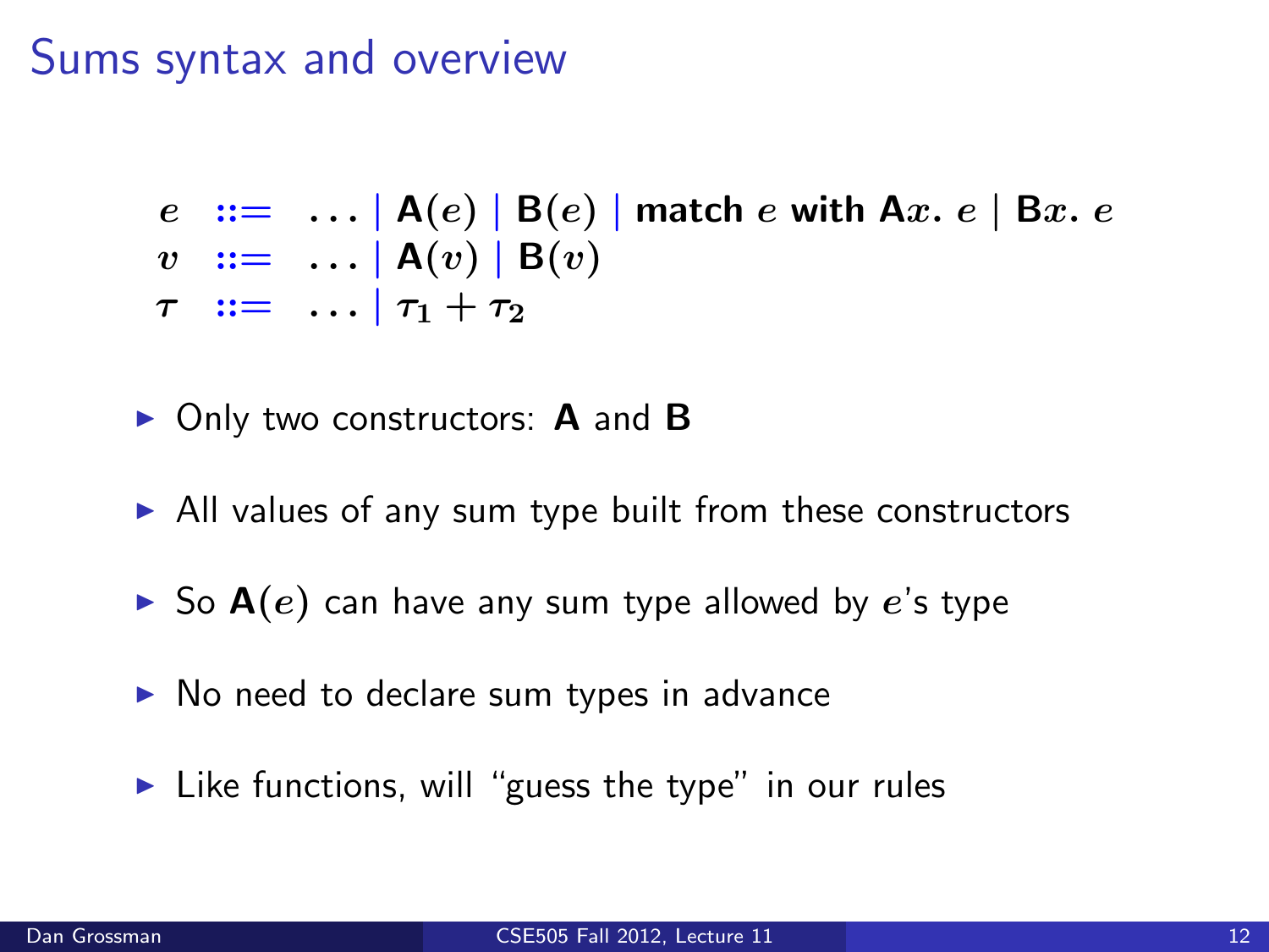# Sums syntax and overview

$$
\begin{array}{rcl}
e & ::= & \ldots \mid \mathbf{A}(e) \mid \mathbf{B}(e) \mid \textbf{match } e \textbf{ with } \mathbf{A}x.\ e \mid \mathbf{B}x.\ e \\
v & ::= & \ldots \mid \mathbf{A}(v) \mid \mathbf{B}(v) \\
\tau & ::= & \ldots \mid \tau_1 + \tau_2
\end{array}
$$

- Only two constructors: **A** and **B**
- All values of any sum type built from these constructors
- So $\mathbf{A}(e)$ can have any sum type allowed by $e$'s type
- No need to declare sum types in advance
- Like functions, will "guess the type" in our rules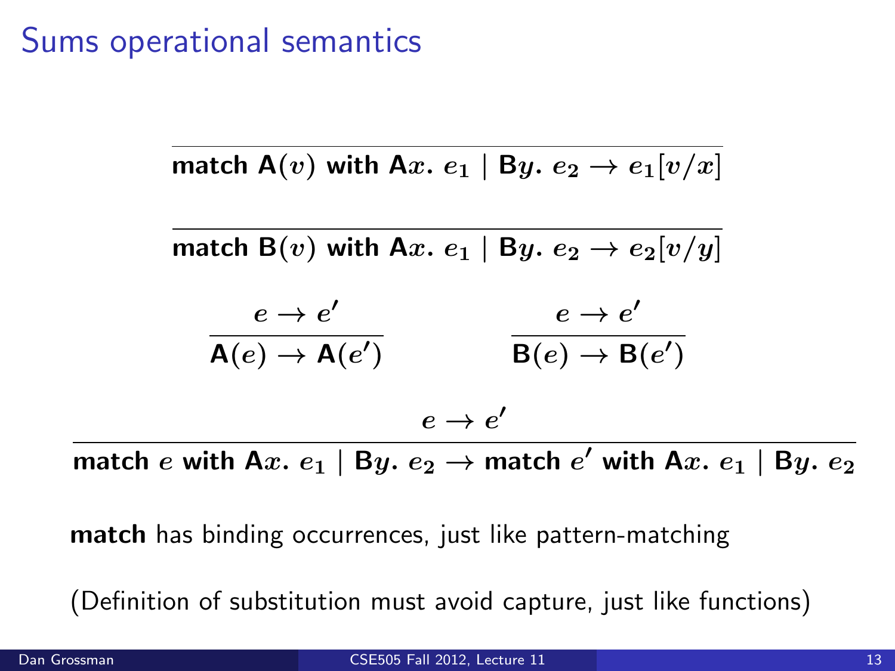# Sums operational semantics

$$\frac{}{\textbf{match } \mathsf{A}(v) \textbf{ with } \mathsf{A}x.\ e_1 \mid \mathsf{B}y.\ e_2 \rightarrow e_1[v/x]}$$

$$\frac{}{\textbf{match } \mathsf{B}(v) \textbf{ with } \mathsf{A}x.\ e_1 \mid \mathsf{B}y.\ e_2 \rightarrow e_2[v/y]}$$

$$\frac{e \rightarrow e'}{\mathsf{A}(e) \rightarrow \mathsf{A}(e')} \qquad \frac{e \rightarrow e'}{\mathsf{B}(e) \rightarrow \mathsf{B}(e')}$$

$$\frac{e \rightarrow e'}{\textbf{match } e \textbf{ with } \mathsf{A}x.\ e_1 \mid \mathsf{B}y.\ e_2 \rightarrow \textbf{match } e' \textbf{ with } \mathsf{A}x.\ e_1 \mid \mathsf{B}y.\ e_2}$$

**match** has binding occurrences, just like pattern-matching

(Definition of substitution must avoid capture, just like functions)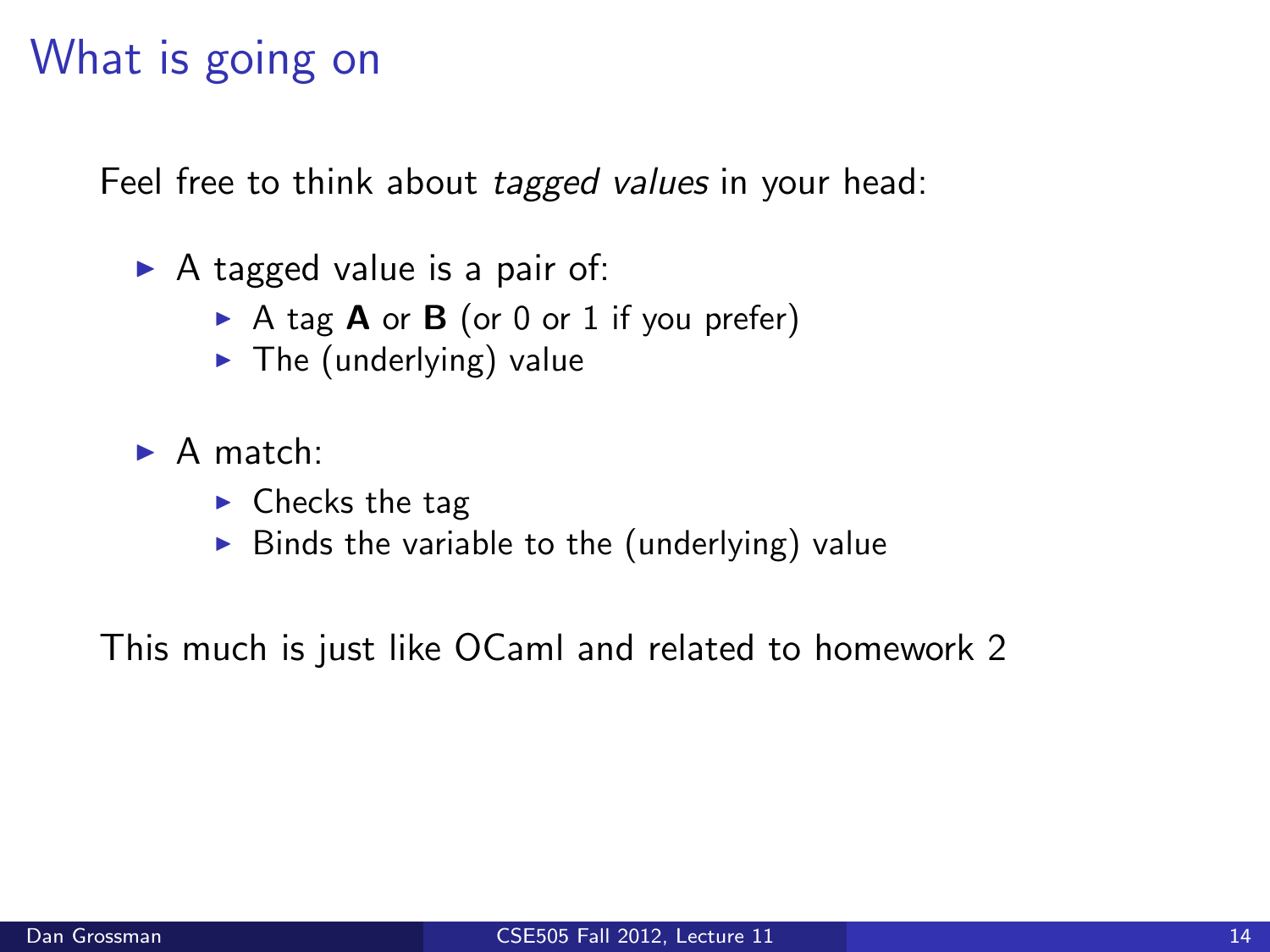# What is going on

Feel free to think about *tagged values* in your head:

- A tagged value is a pair of:
  - A tag **A** or **B** (or 0 or 1 if you prefer)
  - The (underlying) value

- A match:
  - Checks the tag
  - Binds the variable to the (underlying) value

This much is just like OCaml and related to homework 2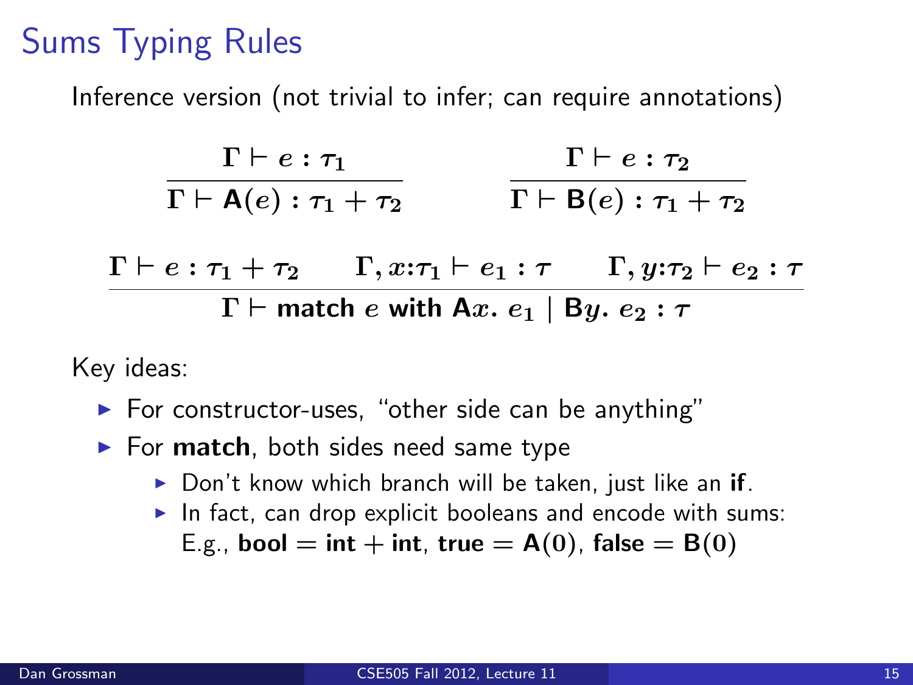# Sums Typing Rules

Inference version (not trivial to infer; can require annotations)

$$\frac{\Gamma \vdash e : \tau_1}{\Gamma \vdash \mathsf{A}(e) : \tau_1 + \tau_2} \qquad \frac{\Gamma \vdash e : \tau_2}{\Gamma \vdash \mathsf{B}(e) : \tau_1 + \tau_2}$$

$$\frac{\Gamma \vdash e : \tau_1 + \tau_2 \qquad \Gamma, x{:}\tau_1 \vdash e_1 : \tau \qquad \Gamma, y{:}\tau_2 \vdash e_2 : \tau}{\Gamma \vdash \textbf{match } e \textbf{ with } \mathsf{A}x.\ e_1 \mid \mathsf{B}y.\ e_2 : \tau}$$

Key ideas:

- For constructor-uses, "other side can be anything"
- For **match**, both sides need same type
  - Don't know which branch will be taken, just like an **if**.
  - In fact, can drop explicit booleans and encode with sums: E.g., **bool** = **int** + **int**, **true** = $\mathsf{A}(0)$, **false** = $\mathsf{B}(0)$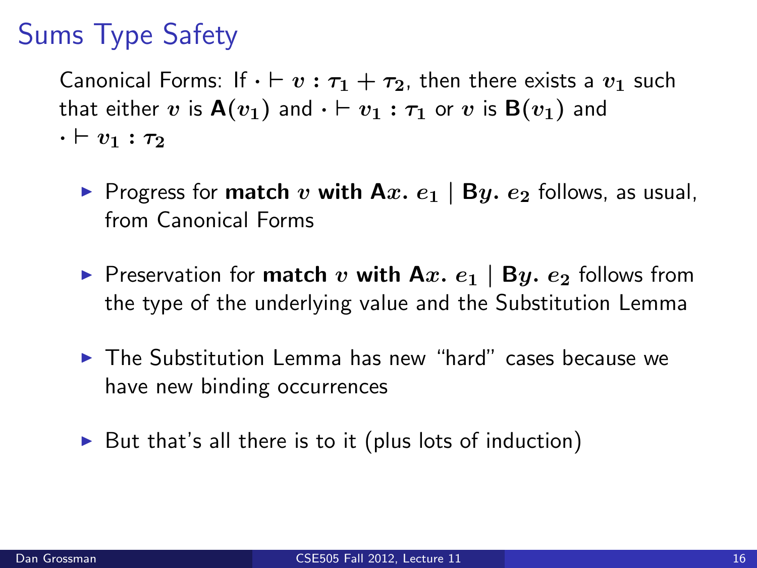# Sums Type Safety

Canonical Forms: If $\cdot \vdash v : \tau_1 + \tau_2$, then there exists a $v_1$ such that either $v$ is $\mathbf{A}(v_1)$ and $\cdot \vdash v_1 : \tau_1$ or $v$ is $\mathbf{B}(v_1)$ and $\cdot \vdash v_1 : \tau_2$

- Progress for **match** $v$ **with** $\mathbf{A}x.\ e_1 \mid \mathbf{B}y.\ e_2$ follows, as usual, from Canonical Forms
- Preservation for **match** $v$ **with** $\mathbf{A}x.\ e_1 \mid \mathbf{B}y.\ e_2$ follows from the type of the underlying value and the Substitution Lemma
- The Substitution Lemma has new "hard" cases because we have new binding occurrences
- But that's all there is to it (plus lots of induction)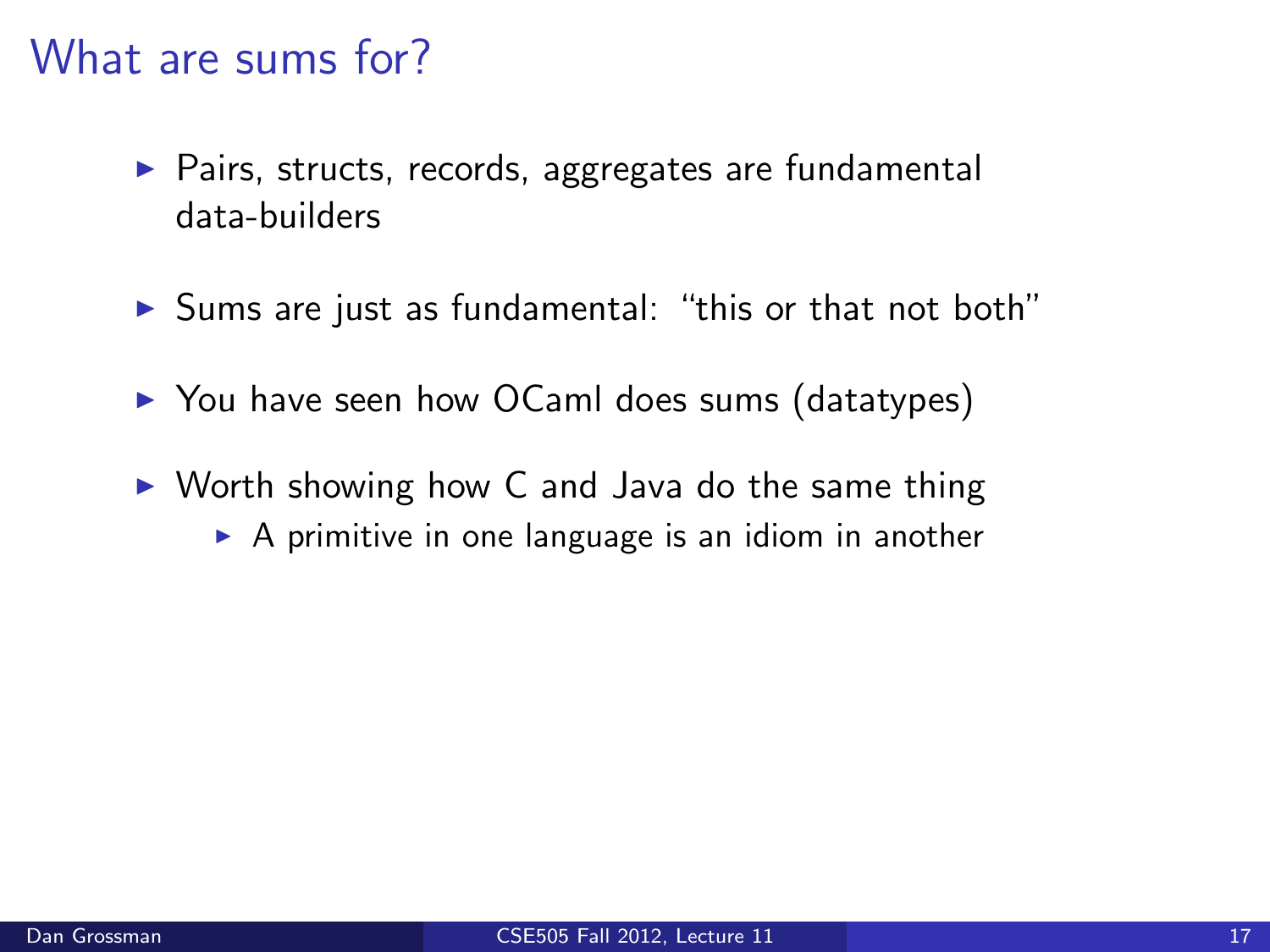# What are sums for?

- Pairs, structs, records, aggregates are fundamental data-builders
- Sums are just as fundamental: "this or that not both"
- You have seen how OCaml does sums (datatypes)
- Worth showing how C and Java do the same thing
  - A primitive in one language is an idiom in another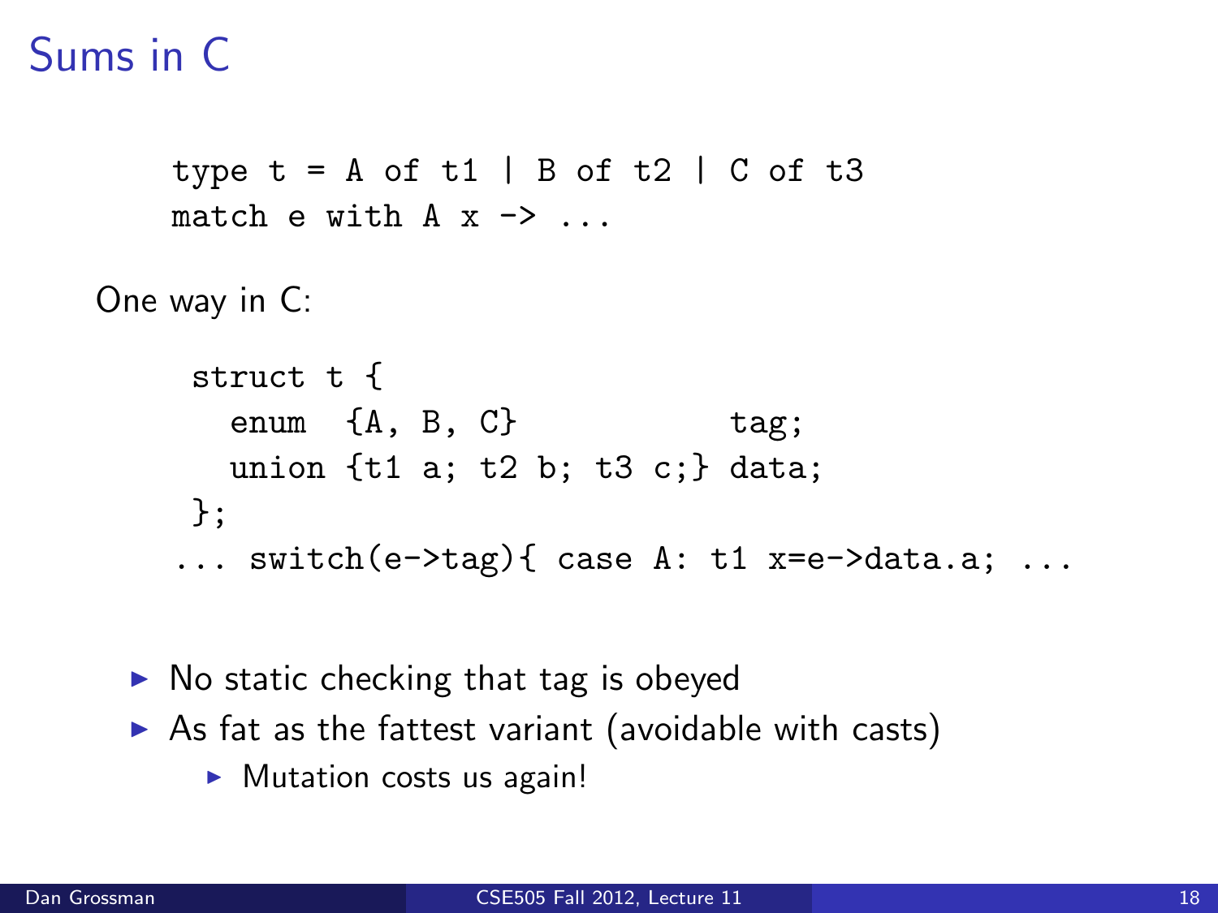# Sums in C

```
type t = A of t1 | B of t2 | C of t3
match e with A x -> ...
```

One way in C:

```
struct t {
  enum  {A, B, C}            tag;
  union {t1 a; t2 b; t3 c;} data;
};
... switch(e->tag){ case A: t1 x=e->data.a; ...
```

- No static checking that tag is obeyed
- As fat as the fattest variant (avoidable with casts)
  - Mutation costs us again!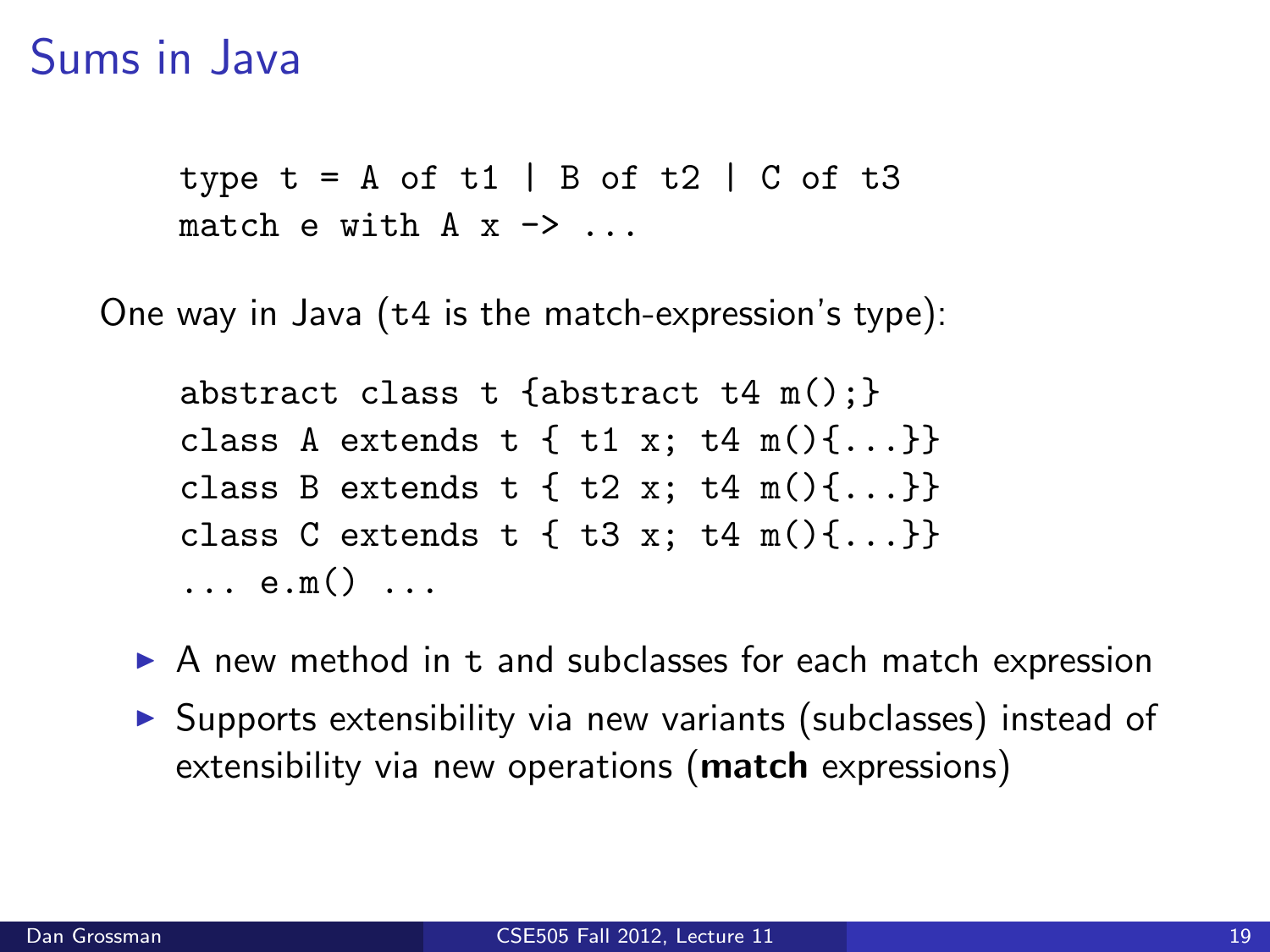# Sums in Java

```
type t = A of t1 | B of t2 | C of t3
match e with A x -> ...
```

One way in Java (t4 is the match-expression's type):

```
abstract class t {abstract t4 m();}
class A extends t { t1 x; t4 m(){...}}
class B extends t { t2 x; t4 m(){...}}
class C extends t { t3 x; t4 m(){...}}
... e.m() ...
```

- A new method in t and subclasses for each match expression
- Supports extensibility via new variants (subclasses) instead of extensibility via new operations (**match** expressions)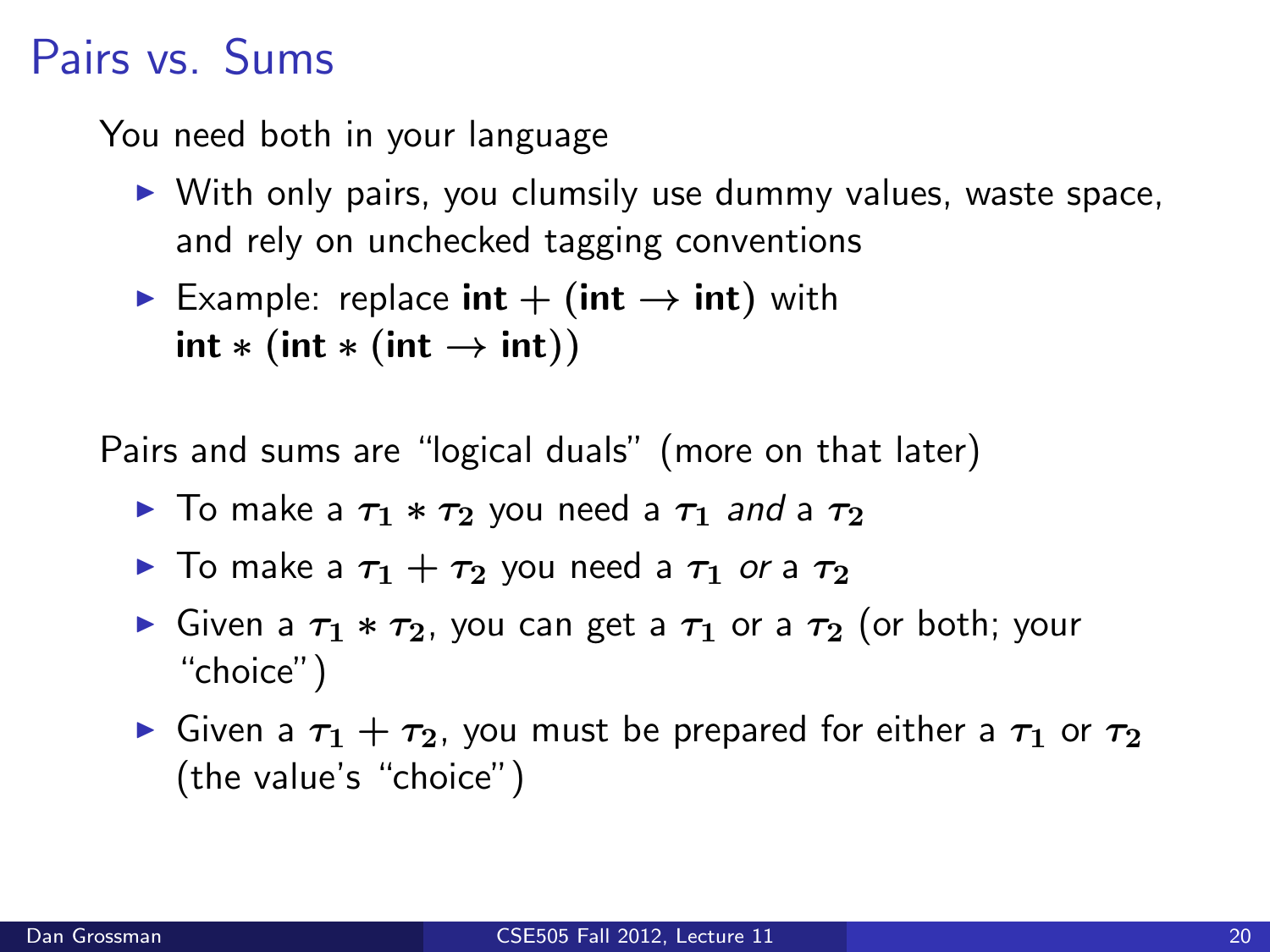# Pairs vs. Sums

You need both in your language

- With only pairs, you clumsily use dummy values, waste space, and rely on unchecked tagging conventions
- Example: replace $\mathbf{int} + (\mathbf{int} \rightarrow \mathbf{int})$ with $\mathbf{int} * (\mathbf{int} * (\mathbf{int} \rightarrow \mathbf{int}))$

Pairs and sums are "logical duals" (more on that later)

- To make a $\tau_1 * \tau_2$ you need a $\tau_1$ *and* a $\tau_2$
- To make a $\tau_1 + \tau_2$ you need a $\tau_1$ *or* a $\tau_2$
- Given a $\tau_1 * \tau_2$, you can get a $\tau_1$ or a $\tau_2$ (or both; your "choice")
- Given a $\tau_1 + \tau_2$, you must be prepared for either a $\tau_1$ or $\tau_2$ (the value's "choice")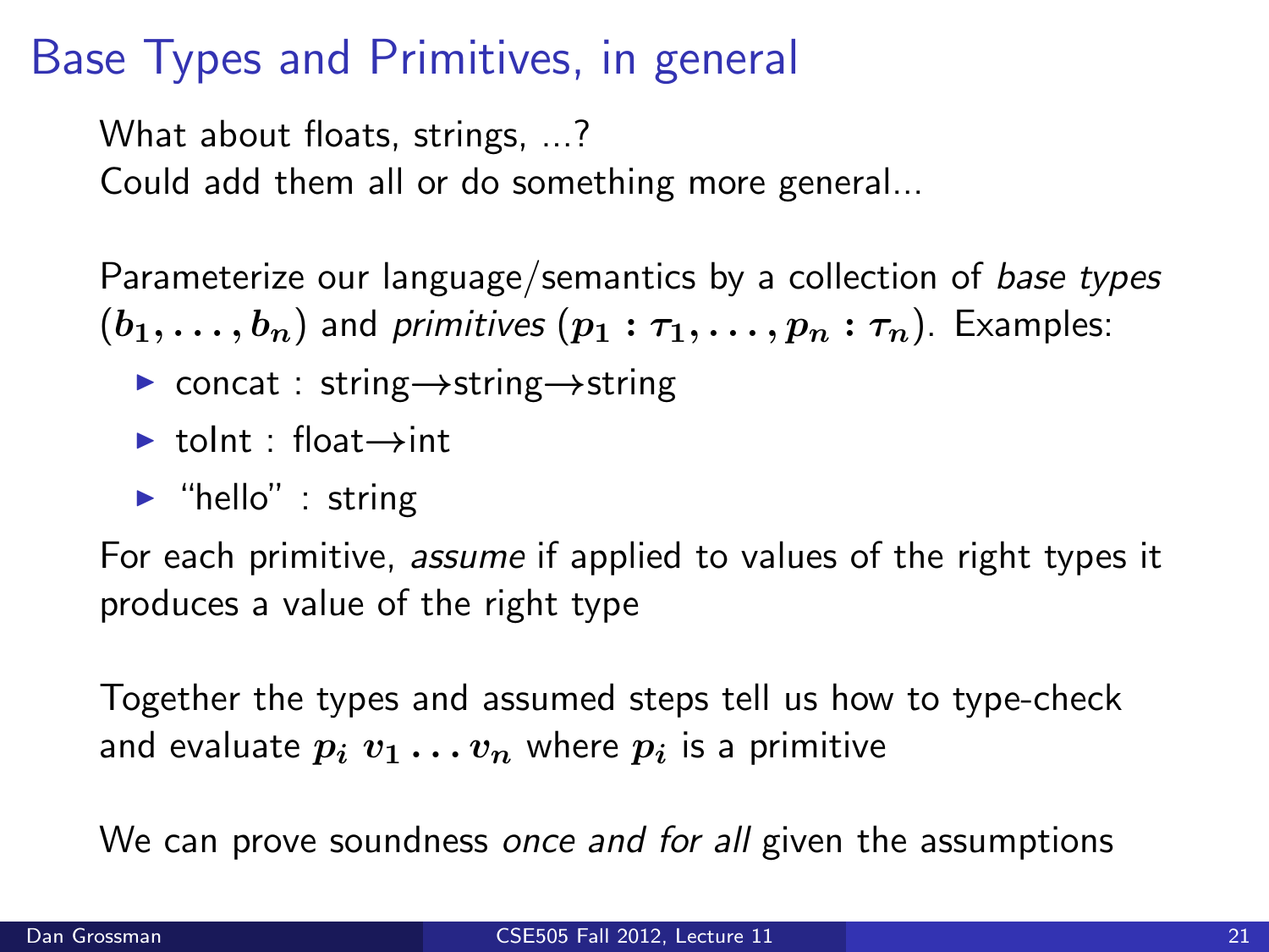# Base Types and Primitives, in general

What about floats, strings, ...?
Could add them all or do something more general...

Parameterize our language/semantics by a collection of *base types* $(b_1, \ldots, b_n)$ and *primitives* $(p_1 : \tau_1, \ldots, p_n : \tau_n)$. Examples:

- concat : string→string→string
- toInt : float→int
- "hello" : string

For each primitive, *assume* if applied to values of the right types it produces a value of the right type

Together the types and assumed steps tell us how to type-check and evaluate $p_i \; v_1 \ldots v_n$ where $p_i$ is a primitive

We can prove soundness *once and for all* given the assumptions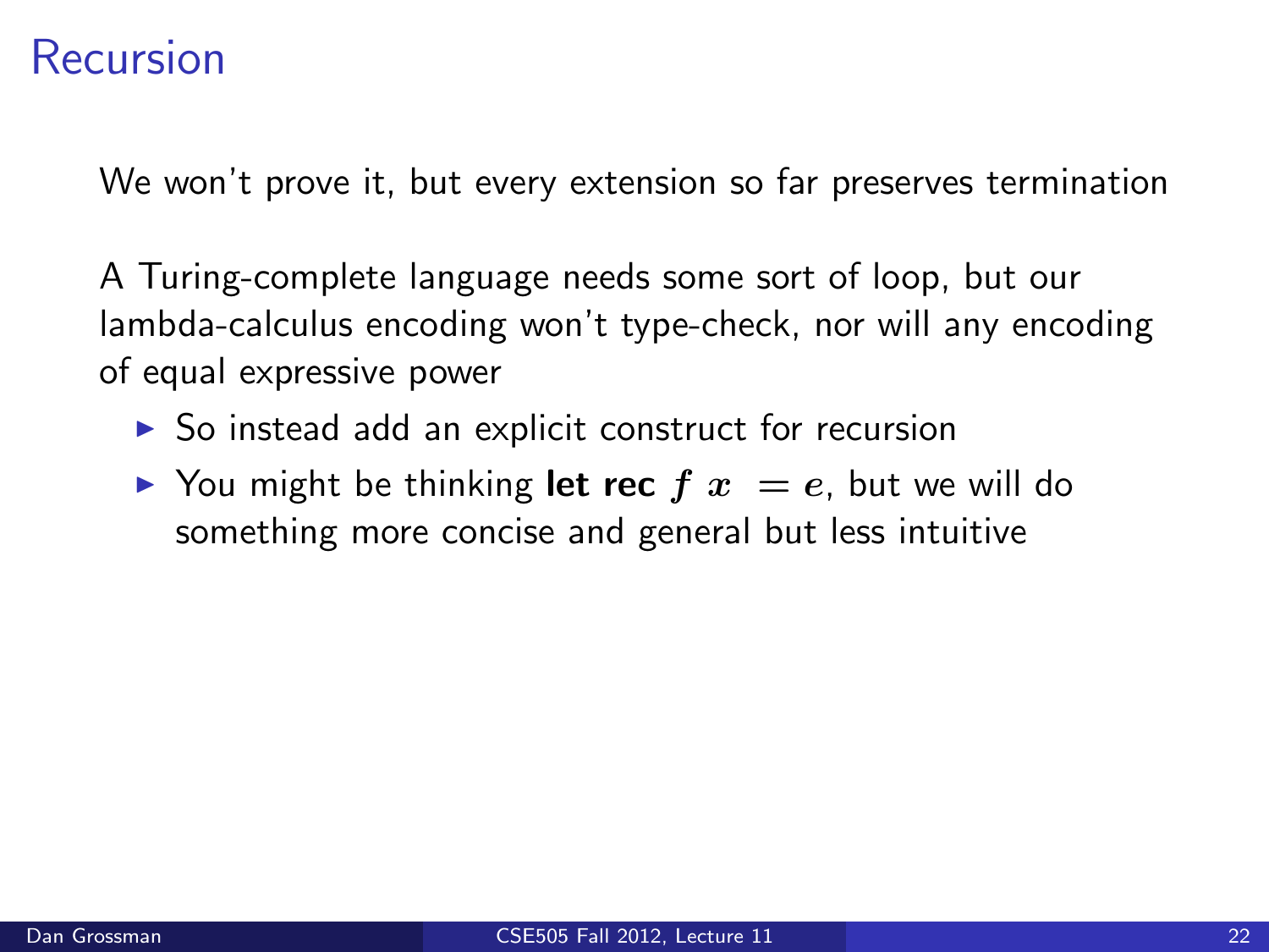# Recursion

We won't prove it, but every extension so far preserves termination

A Turing-complete language needs some sort of loop, but our lambda-calculus encoding won't type-check, nor will any encoding of equal expressive power

- So instead add an explicit construct for recursion
- You might be thinking **let rec** $f\ x\ = e$, but we will do something more concise and general but less intuitive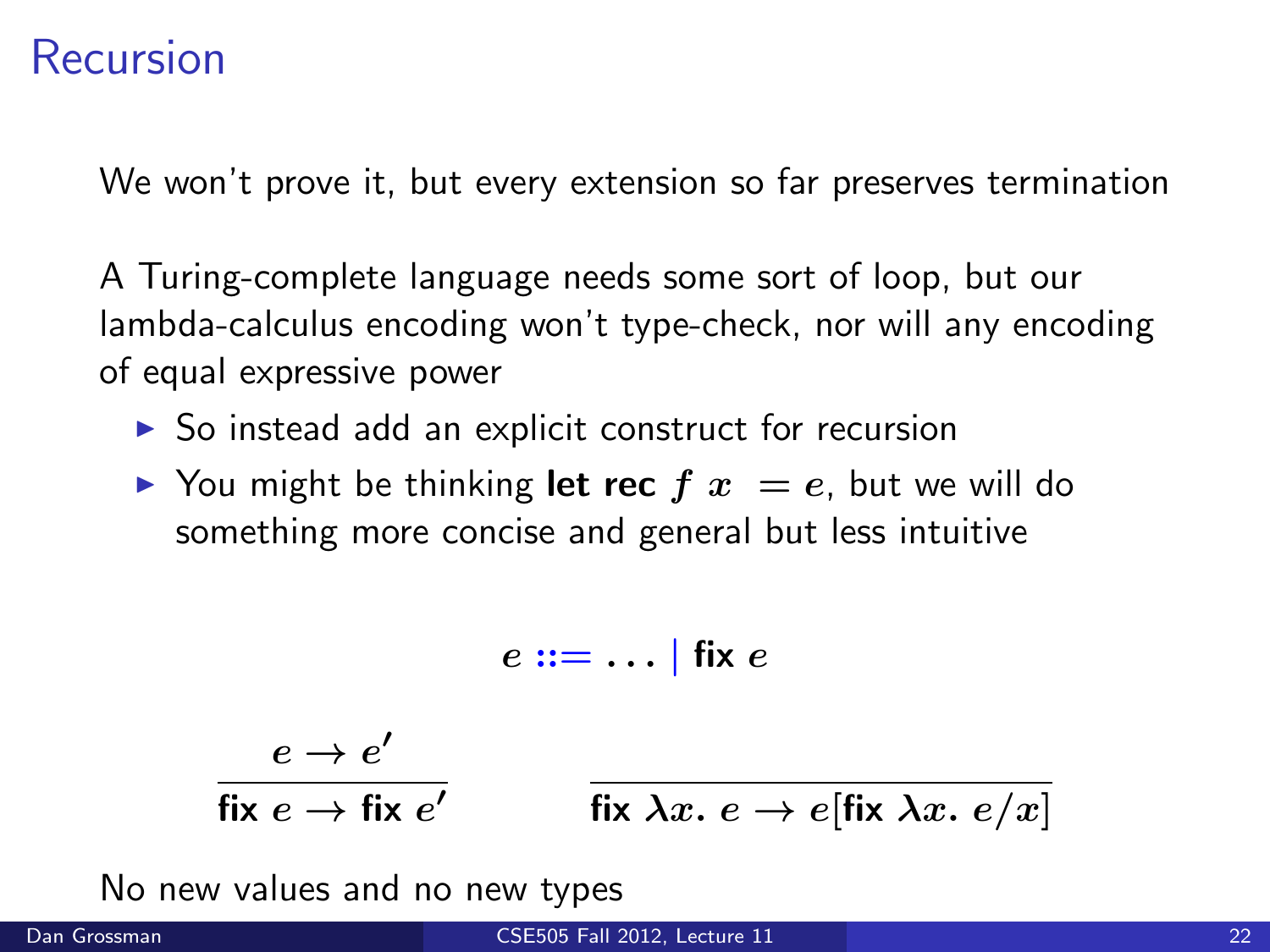# Recursion

We won't prove it, but every extension so far preserves termination

A Turing-complete language needs some sort of loop, but our lambda-calculus encoding won't type-check, nor will any encoding of equal expressive power

- So instead add an explicit construct for recursion
- You might be thinking **let rec** $f\ x\ = e$, but we will do something more concise and general but less intuitive

$$e ::= \ldots \mid \textbf{fix}\ e$$

$$\frac{e \rightarrow e'}{\textbf{fix}\ e \rightarrow \textbf{fix}\ e'} \qquad \frac{}{\textbf{fix}\ \lambda x.\ e \rightarrow e[\textbf{fix}\ \lambda x.\ e/x]}$$

No new values and no new types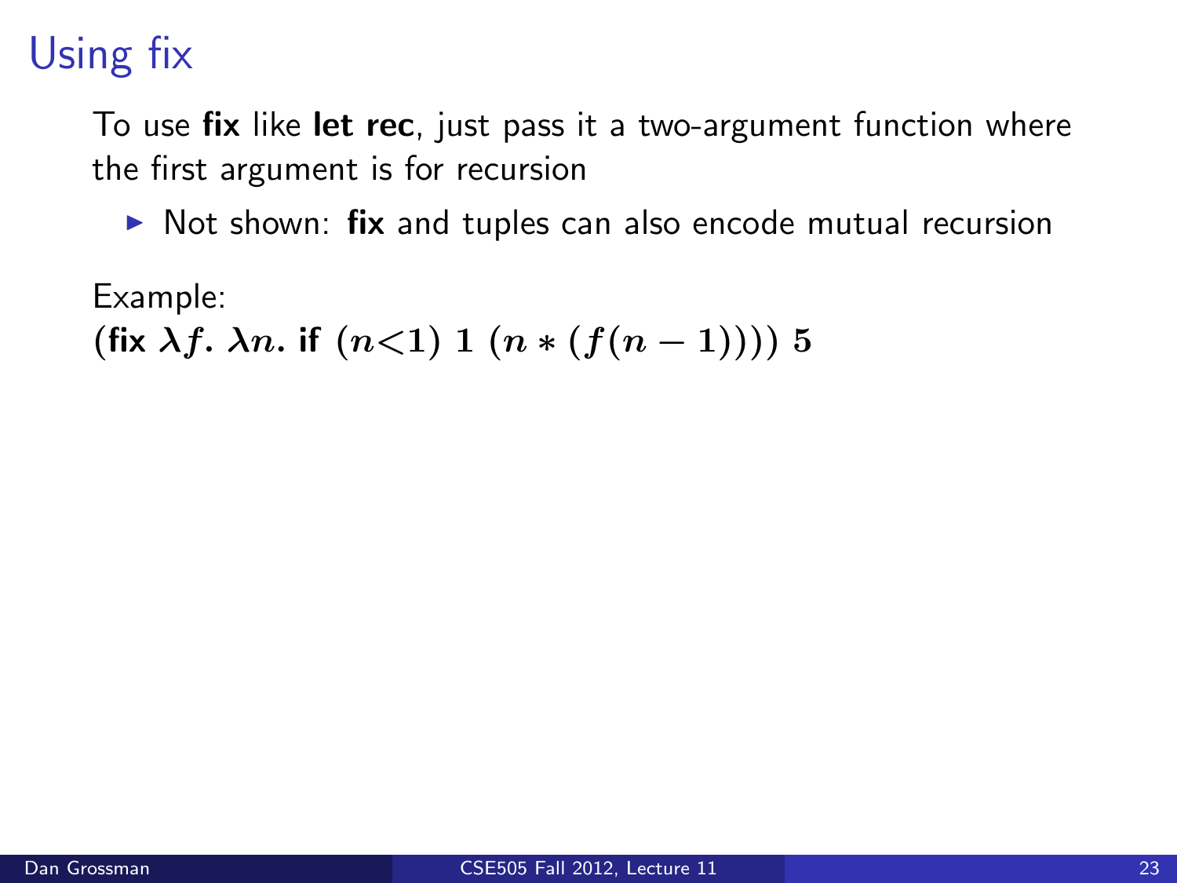# Using fix

To use **fix** like **let rec**, just pass it a two-argument function where the first argument is for recursion

- Not shown: **fix** and tuples can also encode mutual recursion

Example:
$(\textbf{fix}\ \lambda f.\ \lambda n.\ \textbf{if}\ (n{<}1)\ 1\ (n * (f(n-1))))\ 5$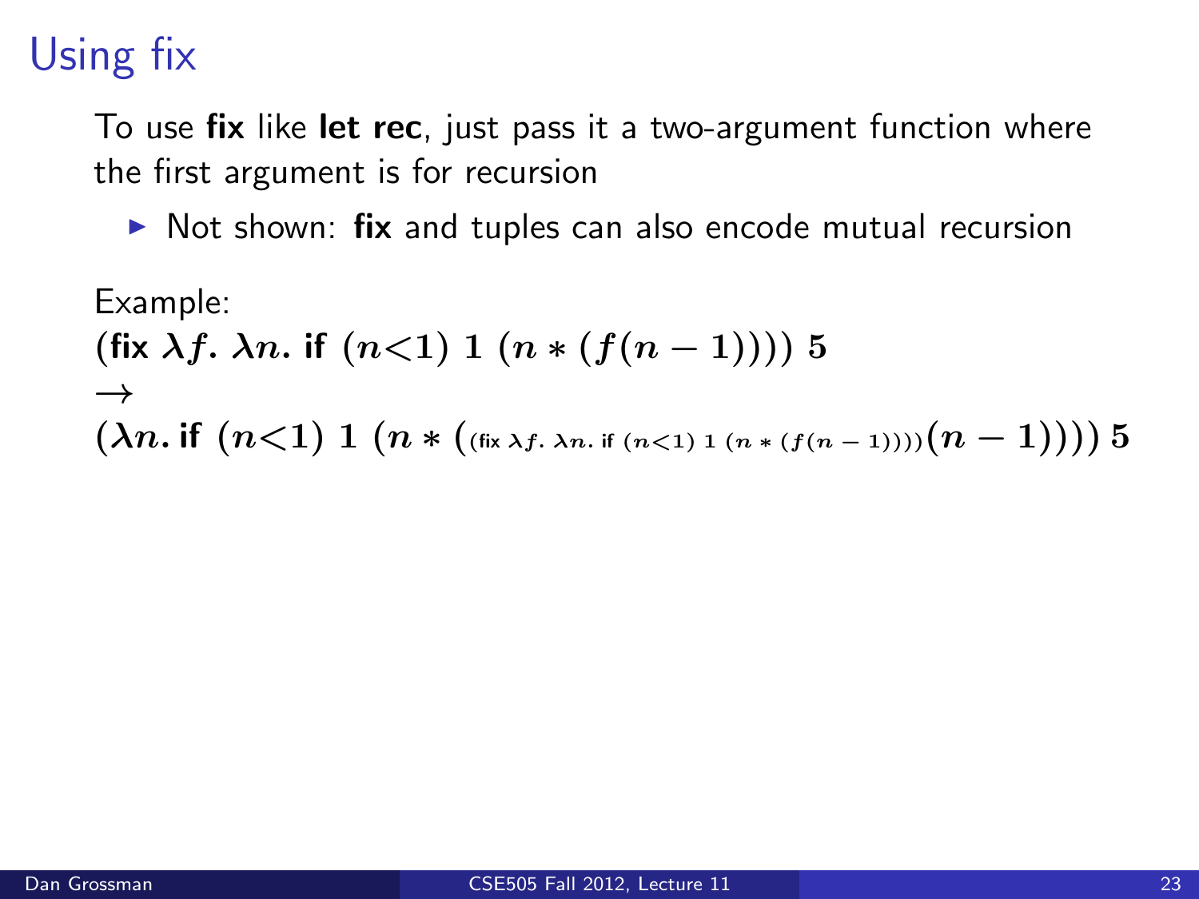# Using fix

To use **fix** like **let rec**, just pass it a two-argument function where the first argument is for recursion

- Not shown: **fix** and tuples can also encode mutual recursion

Example:

$$(\textbf{fix } \lambda f.\ \lambda n.\ \textbf{if } (n{<}1)\ 1\ (n * (f(n-1))))\ 5$$

$$\rightarrow$$

$$(\lambda n.\ \textbf{if } (n{<}1)\ 1\ (n * ((\textbf{fix } \lambda f.\ \lambda n.\ \textbf{if } (n{<}1)\ 1\ (n * (f(n-1))))(n-1))))\ 5$$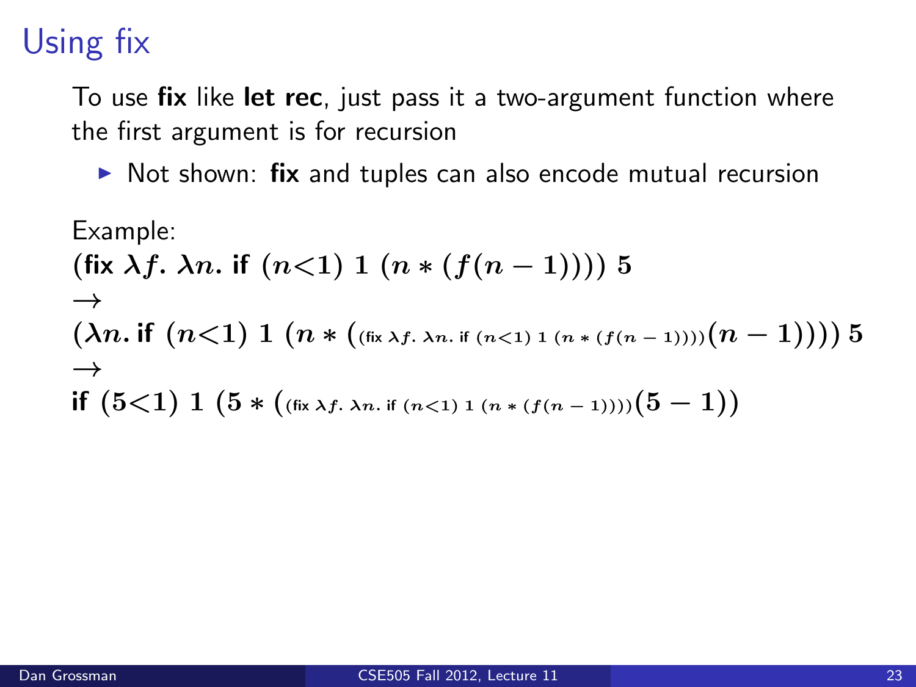# Using fix

To use **fix** like **let rec**, just pass it a two-argument function where the first argument is for recursion

- Not shown: **fix** and tuples can also encode mutual recursion

Example:

$$(\textbf{fix}\ \lambda f.\ \lambda n.\ \textbf{if}\ (n{<}1)\ 1\ (n * (f(n-1))))\ 5$$

$$\rightarrow$$

$$(\lambda n.\ \textbf{if}\ (n{<}1)\ 1\ (n * ({\scriptstyle (\textbf{fix}\ \lambda f.\ \lambda n.\ \textbf{if}\ (n<1)\ 1\ (n * (f(n-1)))))}(n-1))))\ 5$$

$$\rightarrow$$

$$\textbf{if}\ (5{<}1)\ 1\ (5 * ({\scriptstyle (\textbf{fix}\ \lambda f.\ \lambda n.\ \textbf{if}\ (n<1)\ 1\ (n * (f(n-1)))))}(5-1)))$$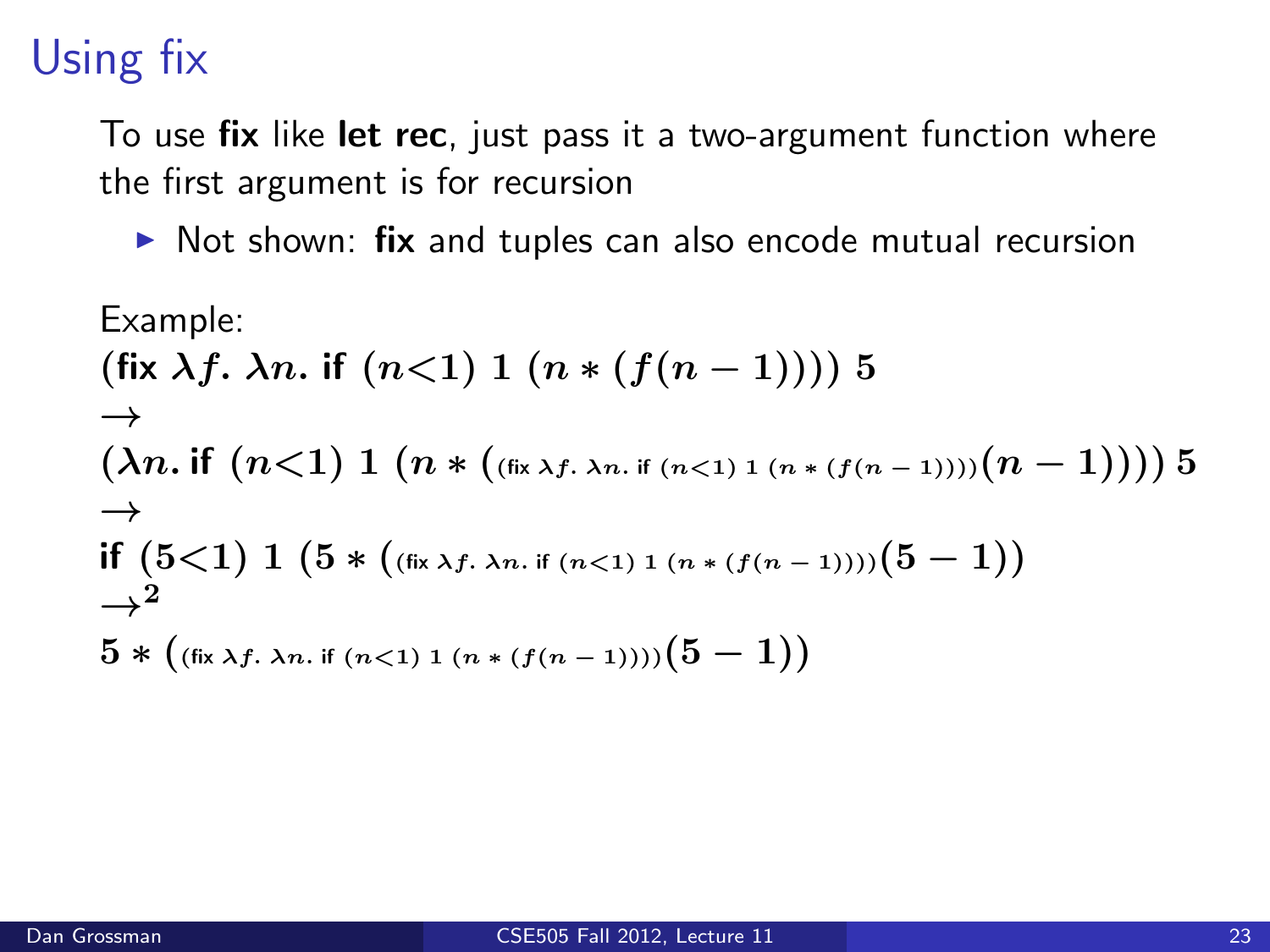# Using fix

To use **fix** like **let rec**, just pass it a two-argument function where the first argument is for recursion

- Not shown: **fix** and tuples can also encode mutual recursion

Example:

$$(\textbf{fix } \lambda f.\ \lambda n.\ \textbf{if } (n{<}1)\ 1\ (n * (f(n-1))))\ 5$$

$$\rightarrow$$

$$(\lambda n.\ \textbf{if } (n{<}1)\ 1\ (n * (_{(\textbf{fix } \lambda f.\ \lambda n.\ \textbf{if } (n<1)\ 1\ (n * (f(n-1))))}(n-1))))\ 5$$

$$\rightarrow$$

$$\textbf{if } (5{<}1)\ 1\ (5 * (_{(\textbf{fix } \lambda f.\ \lambda n.\ \textbf{if } (n<1)\ 1\ (n * (f(n-1))))}(5-1))$$

$$\rightarrow^2$$

$$5 * (_{(\textbf{fix } \lambda f.\ \lambda n.\ \textbf{if } (n<1)\ 1\ (n * (f(n-1))))}(5-1))$$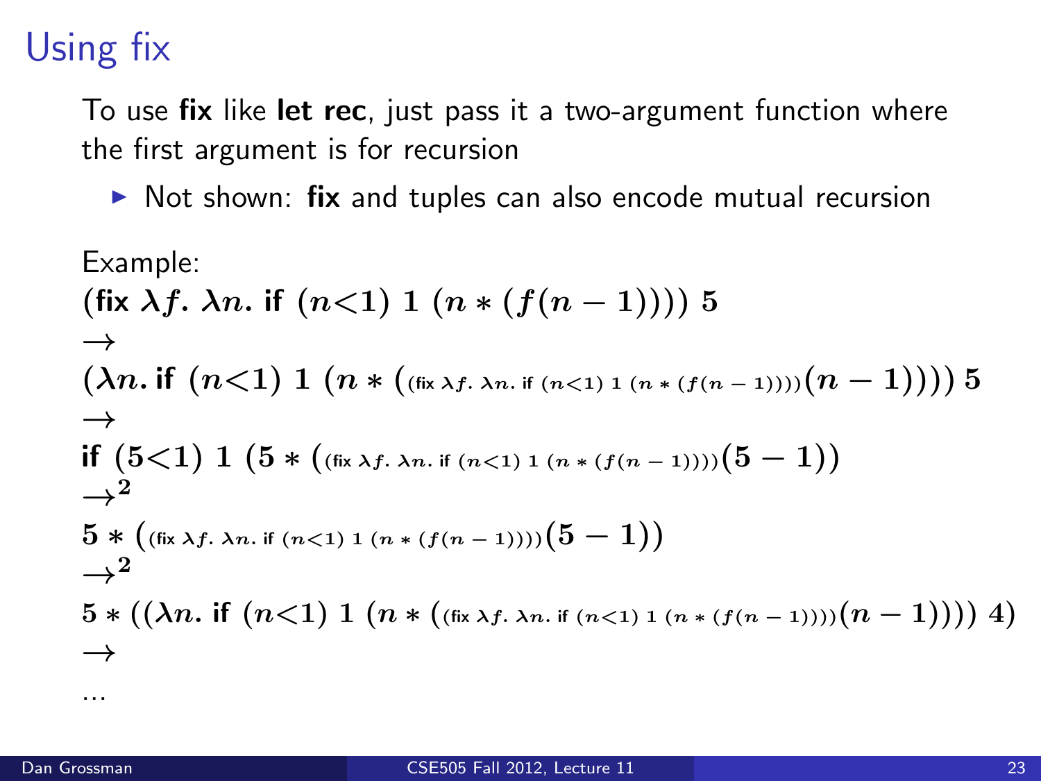# Using fix

To use **fix** like **let rec**, just pass it a two-argument function where the first argument is for recursion

- Not shown: **fix** and tuples can also encode mutual recursion

Example:

$$(\textbf{fix}\ \lambda f.\ \lambda n.\ \textbf{if}\ (n{<}1)\ 1\ (n * (f(n-1))))\ 5$$

$$\rightarrow$$

$$(\lambda n.\ \textbf{if}\ (n{<}1)\ 1\ (n * ({\scriptstyle(\textbf{fix}\ \lambda f.\ \lambda n.\ \textbf{if}\ (n<1)\ 1\ (n * (f(n-1))))}(n-1))))\ 5$$

$$\rightarrow$$

$$\textbf{if}\ (5{<}1)\ 1\ (5 * ({\scriptstyle(\textbf{fix}\ \lambda f.\ \lambda n.\ \textbf{if}\ (n<1)\ 1\ (n * (f(n-1))))}(5-1))$$

$$\rightarrow^2$$

$$5 * ({\scriptstyle(\textbf{fix}\ \lambda f.\ \lambda n.\ \textbf{if}\ (n<1)\ 1\ (n * (f(n-1))))}(5-1))$$

$$\rightarrow^2$$

$$5 * ((\lambda n.\ \textbf{if}\ (n{<}1)\ 1\ (n * ({\scriptstyle(\textbf{fix}\ \lambda f.\ \lambda n.\ \textbf{if}\ (n<1)\ 1\ (n * (f(n-1))))}(n-1))))\ 4)$$

$$\rightarrow$$

...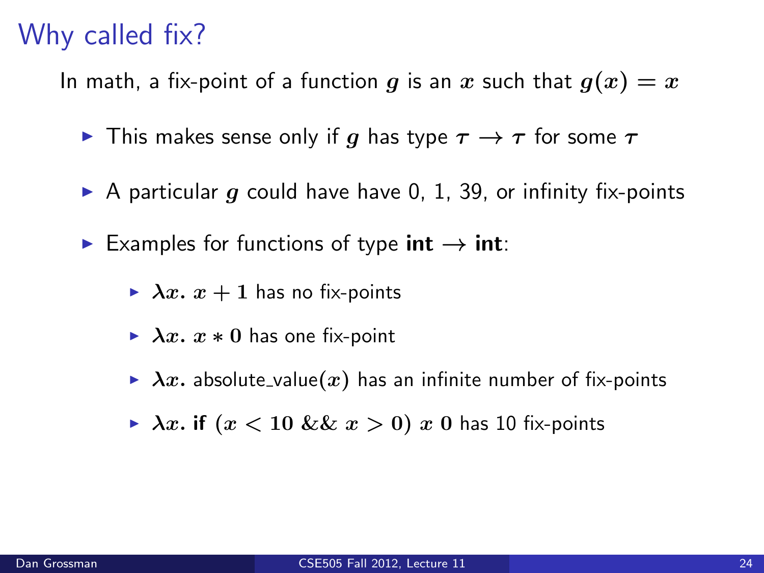# Why called fix?

In math, a fix-point of a function $g$ is an $x$ such that $g(x) = x$

- This makes sense only if $g$ has type $\tau \rightarrow \tau$ for some $\tau$
- A particular $g$ could have have 0, 1, 39, or infinity fix-points
- Examples for functions of type **int** $\rightarrow$ **int**:
  - $\lambda x.\ x + 1$ has no fix-points
  - $\lambda x.\ x * 0$ has one fix-point
  - $\lambda x.$ absolute_value$(x)$ has an infinite number of fix-points
  - $\lambda x.$ **if** $(x < 10\ \&\&\ x > 0)\ x\ 0$ has 10 fix-points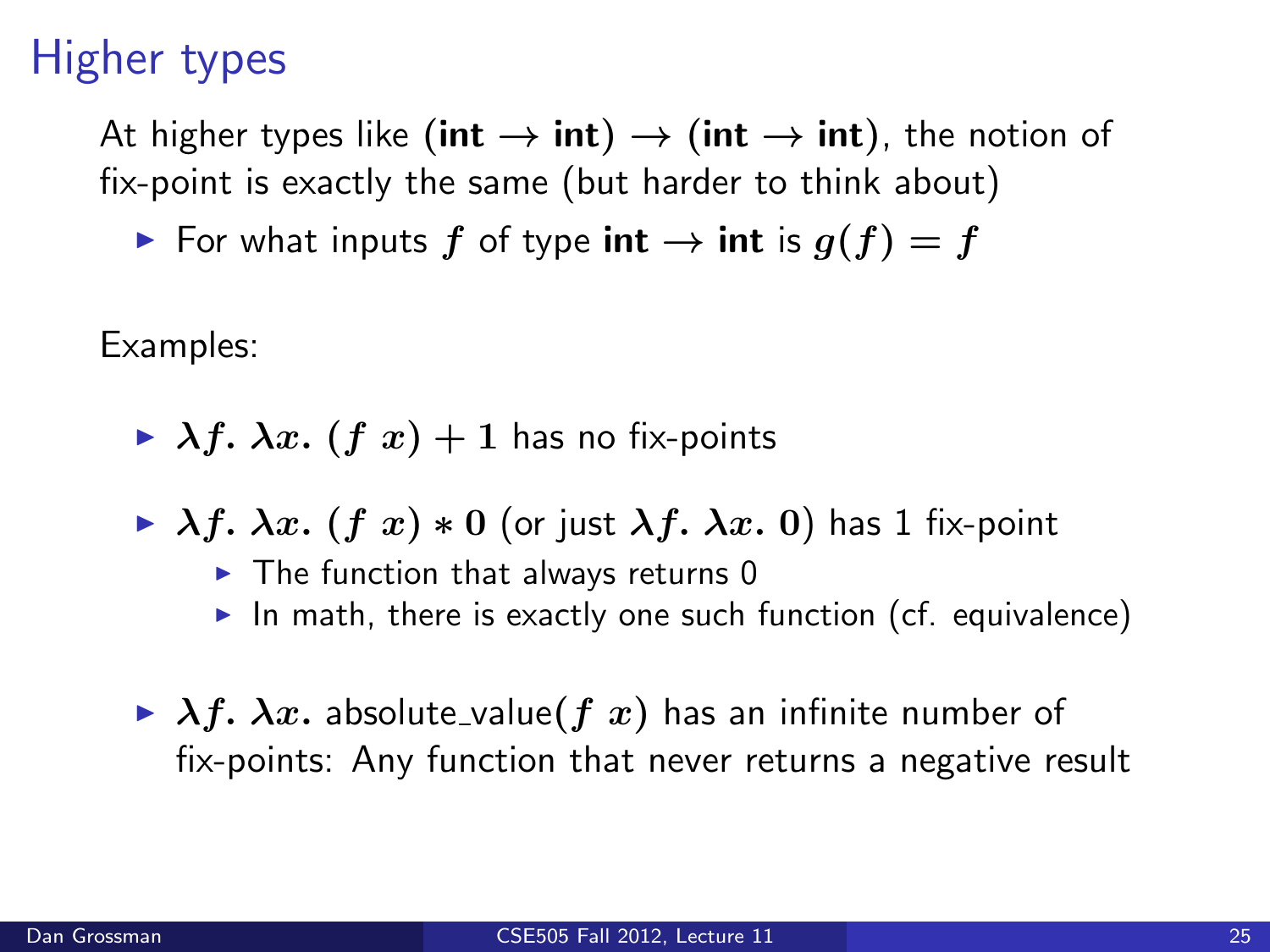# Higher types

At higher types like (**int** $\rightarrow$ **int**) $\rightarrow$ (**int** $\rightarrow$ **int**), the notion of fix-point is exactly the same (but harder to think about)

- For what inputs $f$ of type **int** $\rightarrow$ **int** is $g(f) = f$

Examples:

- $\lambda f.\ \lambda x.\ (f\ x) + 1$ has no fix-points
- $\lambda f.\ \lambda x.\ (f\ x) * 0$ (or just $\lambda f.\ \lambda x.\ 0$) has 1 fix-point
  - The function that always returns 0
  - In math, there is exactly one such function (cf. equivalence)
- $\lambda f.\ \lambda x.$ absolute_value$(f\ x)$ has an infinite number of fix-points: Any function that never returns a negative result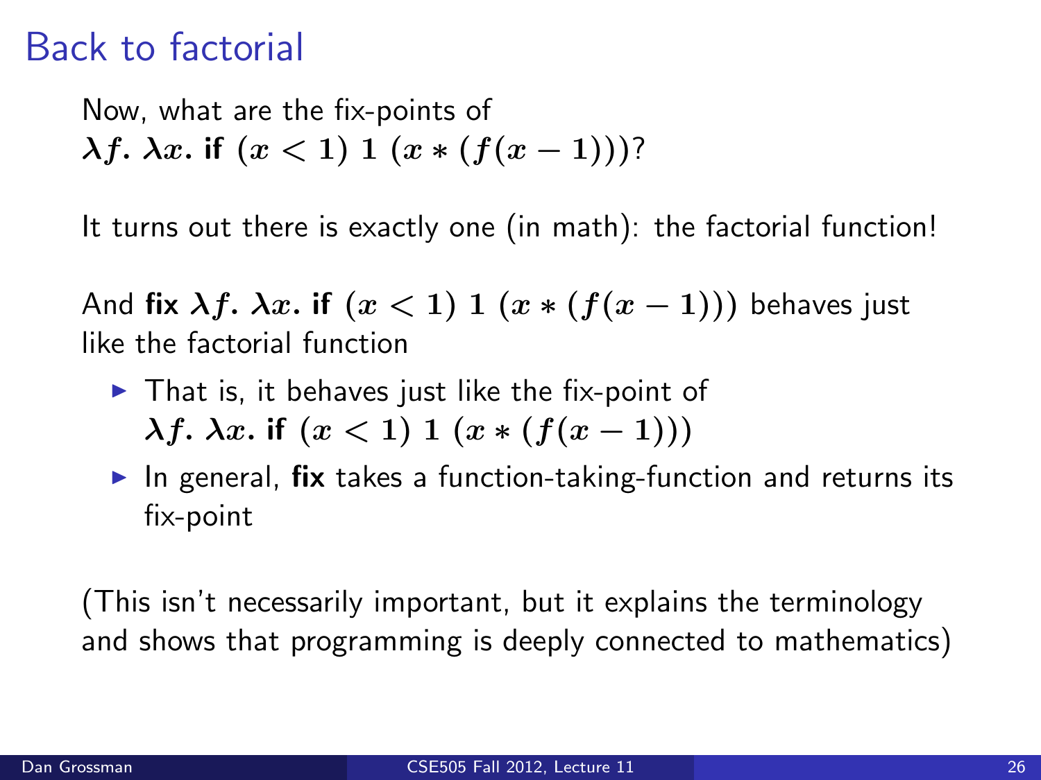# Back to factorial

Now, what are the fix-points of
$\lambda f.\ \lambda x.\ \textbf{if}\ (x < 1)\ 1\ (x * (f(x-1)))$?

It turns out there is exactly one (in math): the factorial function!

And **fix** $\lambda f.\ \lambda x.\ \textbf{if}\ (x < 1)\ 1\ (x * (f(x-1)))$ behaves just like the factorial function

- That is, it behaves just like the fix-point of $\lambda f.\ \lambda x.\ \textbf{if}\ (x < 1)\ 1\ (x * (f(x-1)))$
- In general, **fix** takes a function-taking-function and returns its fix-point

(This isn't necessarily important, but it explains the terminology and shows that programming is deeply connected to mathematics)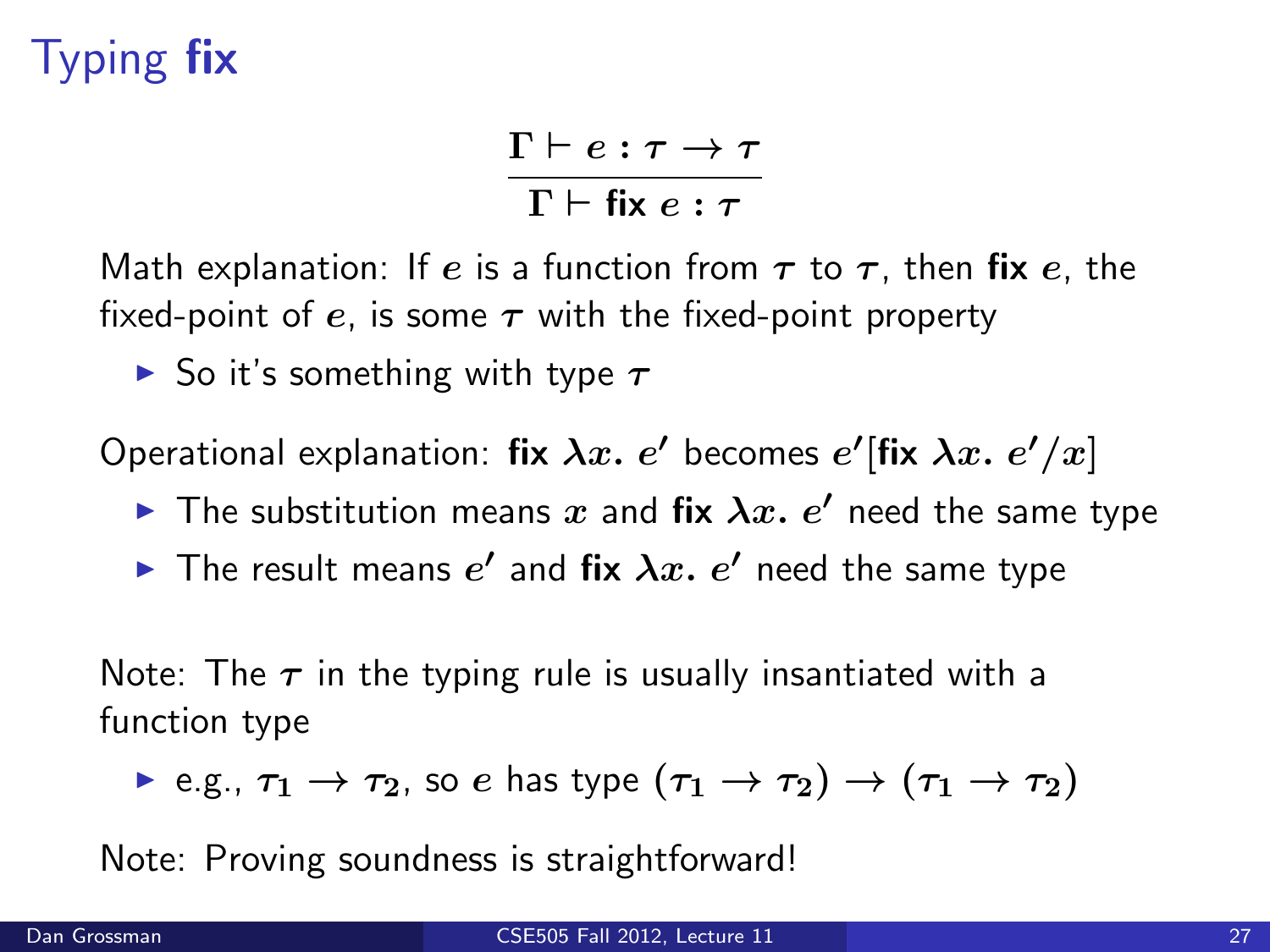# Typing **fix**

$$\frac{\Gamma \vdash e : \tau \to \tau}{\Gamma \vdash \textbf{fix}\ e : \tau}$$

Math explanation: If $e$ is a function from $\tau$ to $\tau$, then **fix** $e$, the fixed-point of $e$, is some $\tau$ with the fixed-point property

- So it's something with type $\tau$

Operational explanation: **fix** $\lambda x.\ e'$ becomes $e'[\textbf{fix}\ \lambda x.\ e'/x]$

- The substitution means $x$ and **fix** $\lambda x.\ e'$ need the same type
- The result means $e'$ and **fix** $\lambda x.\ e'$ need the same type

Note: The $\tau$ in the typing rule is usually insantiated with a function type

- e.g., $\tau_1 \to \tau_2$, so $e$ has type $(\tau_1 \to \tau_2) \to (\tau_1 \to \tau_2)$

Note: Proving soundness is straightforward!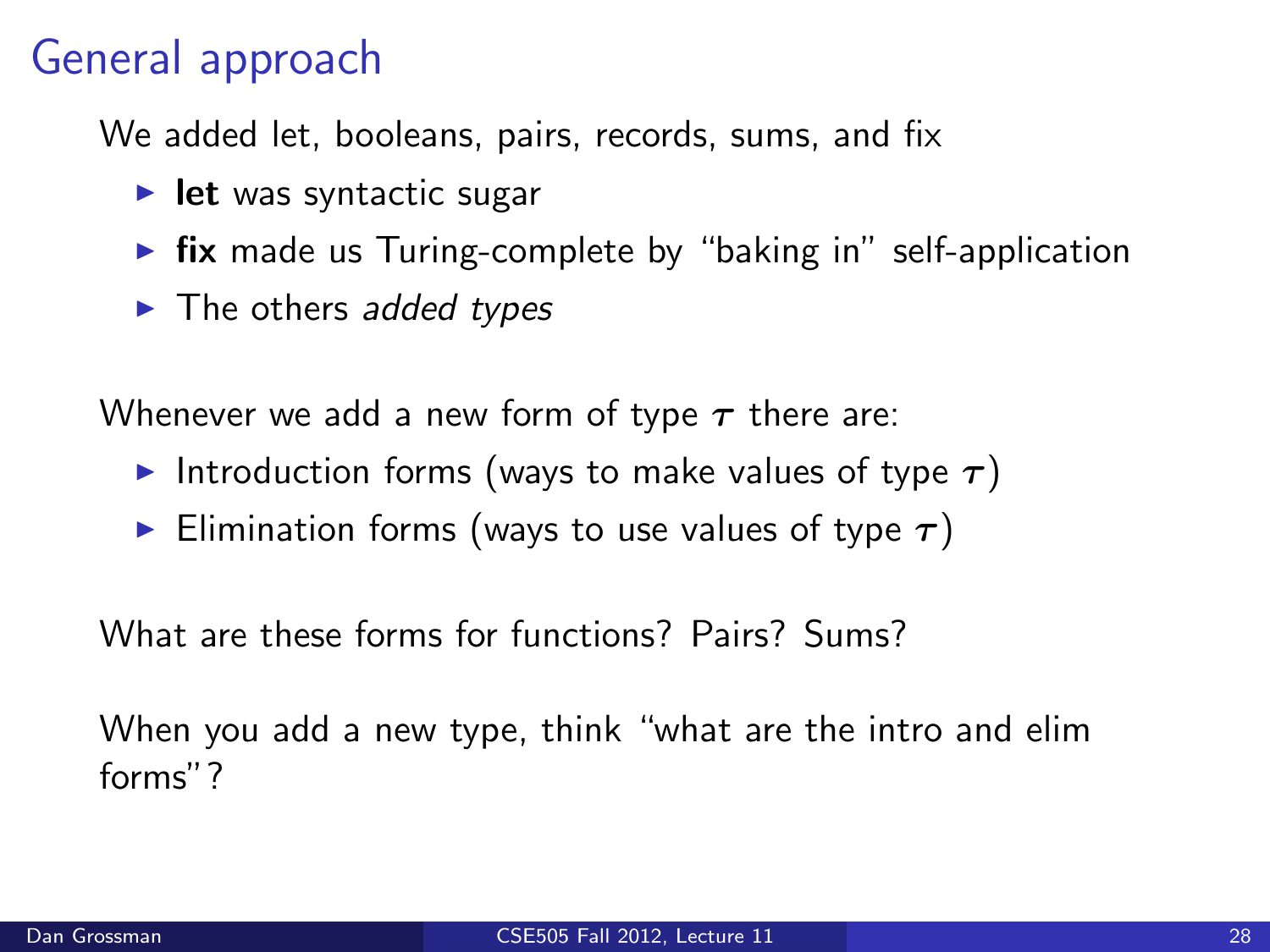# General approach

We added let, booleans, pairs, records, sums, and fix

- **let** was syntactic sugar
- **fix** made us Turing-complete by "baking in" self-application
- The others *added types*

Whenever we add a new form of type $\tau$ there are:

- Introduction forms (ways to make values of type $\tau$)
- Elimination forms (ways to use values of type $\tau$)

What are these forms for functions? Pairs? Sums?

When you add a new type, think "what are the intro and elim forms"?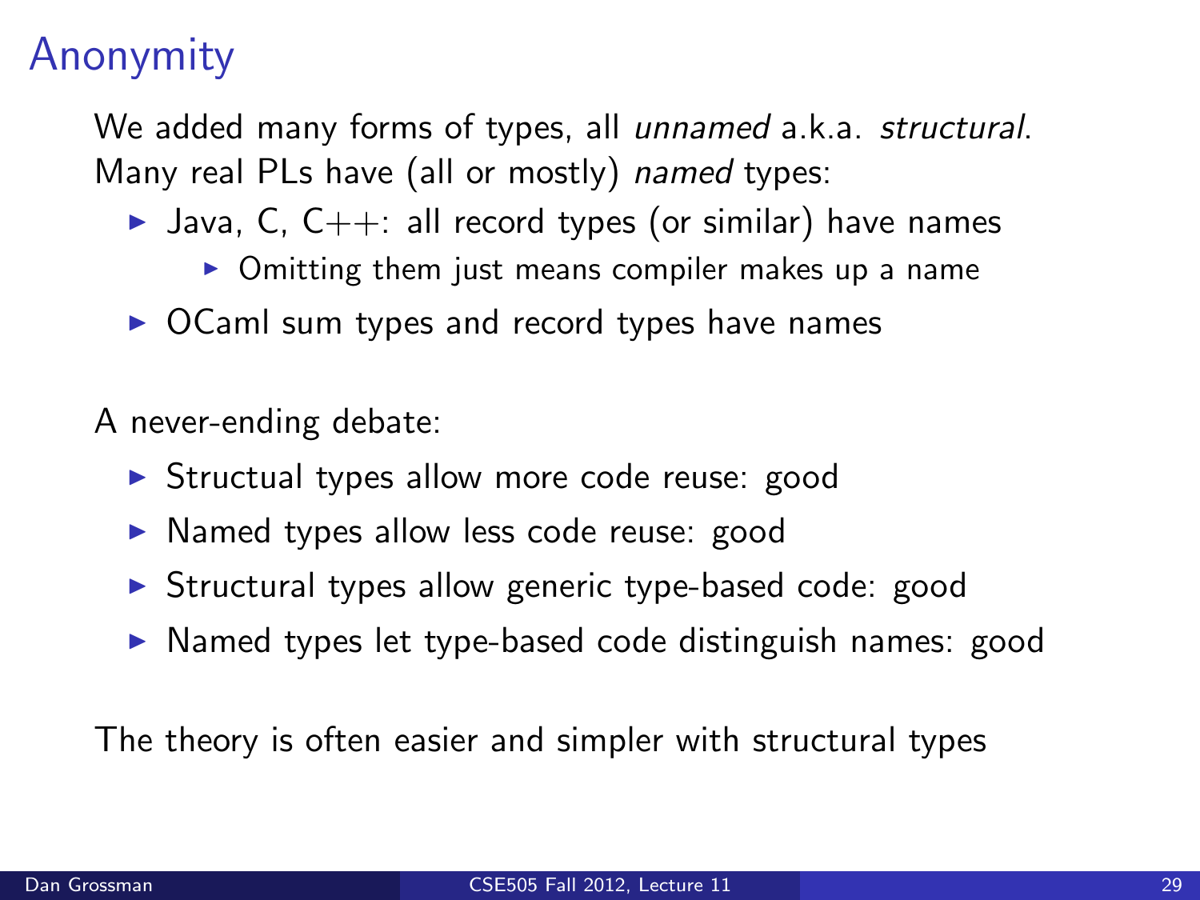# Anonymity

We added many forms of types, all *unnamed* a.k.a. *structural*. Many real PLs have (all or mostly) *named* types:

- Java, C, C++: all record types (or similar) have names
  - Omitting them just means compiler makes up a name
- OCaml sum types and record types have names

A never-ending debate:

- Structual types allow more code reuse: good
- Named types allow less code reuse: good
- Structural types allow generic type-based code: good
- Named types let type-based code distinguish names: good

The theory is often easier and simpler with structural types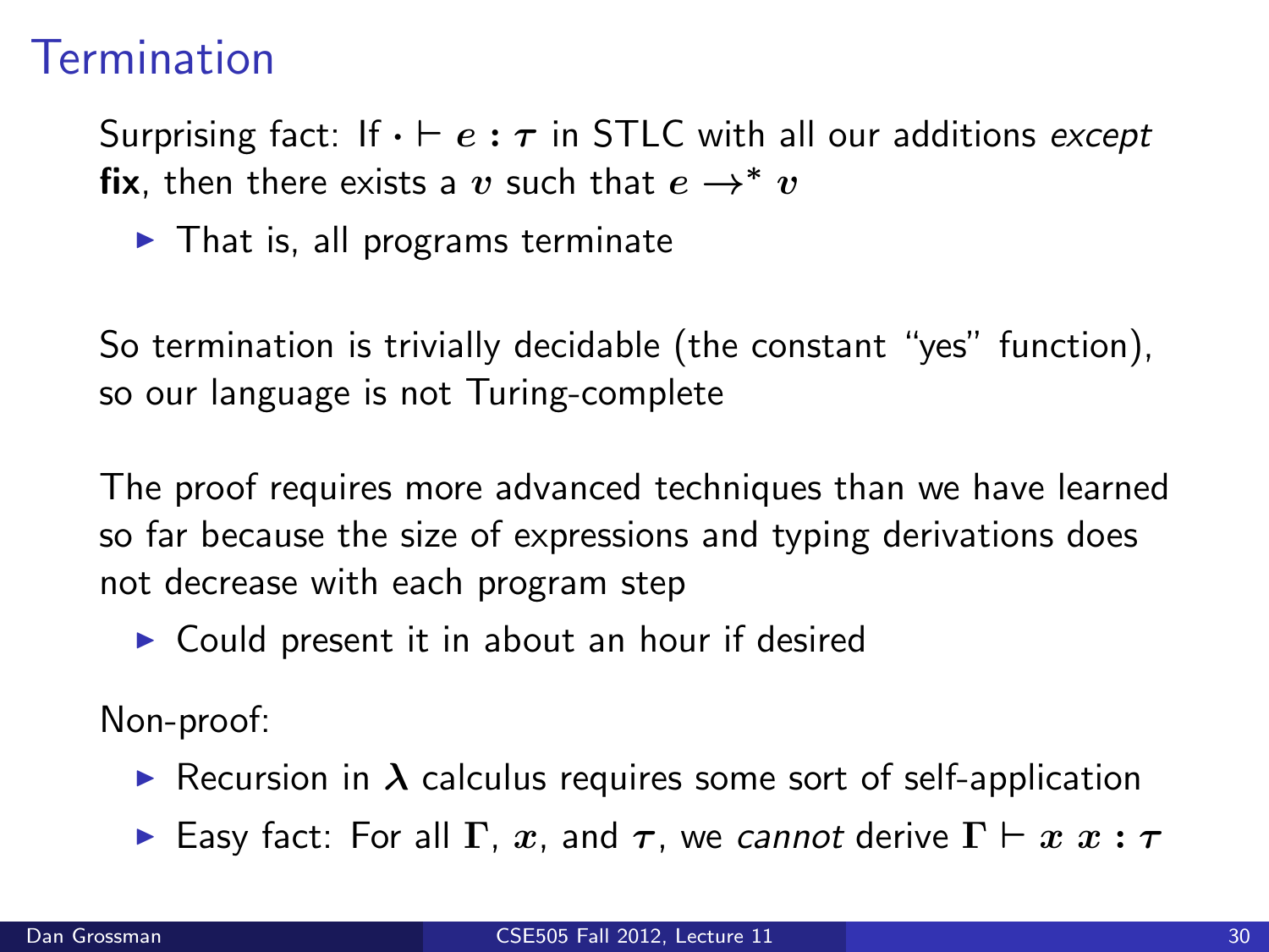# Termination

Surprising fact: If $\cdot \vdash e : \tau$ in STLC with all our additions *except* **fix**, then there exists a $v$ such that $e \rightarrow^* v$

- That is, all programs terminate

So termination is trivially decidable (the constant "yes" function), so our language is not Turing-complete

The proof requires more advanced techniques than we have learned so far because the size of expressions and typing derivations does not decrease with each program step

- Could present it in about an hour if desired

Non-proof:

- Recursion in $\lambda$ calculus requires some sort of self-application
- Easy fact: For all $\Gamma$, $x$, and $\tau$, we *cannot* derive $\Gamma \vdash x\ x : \tau$